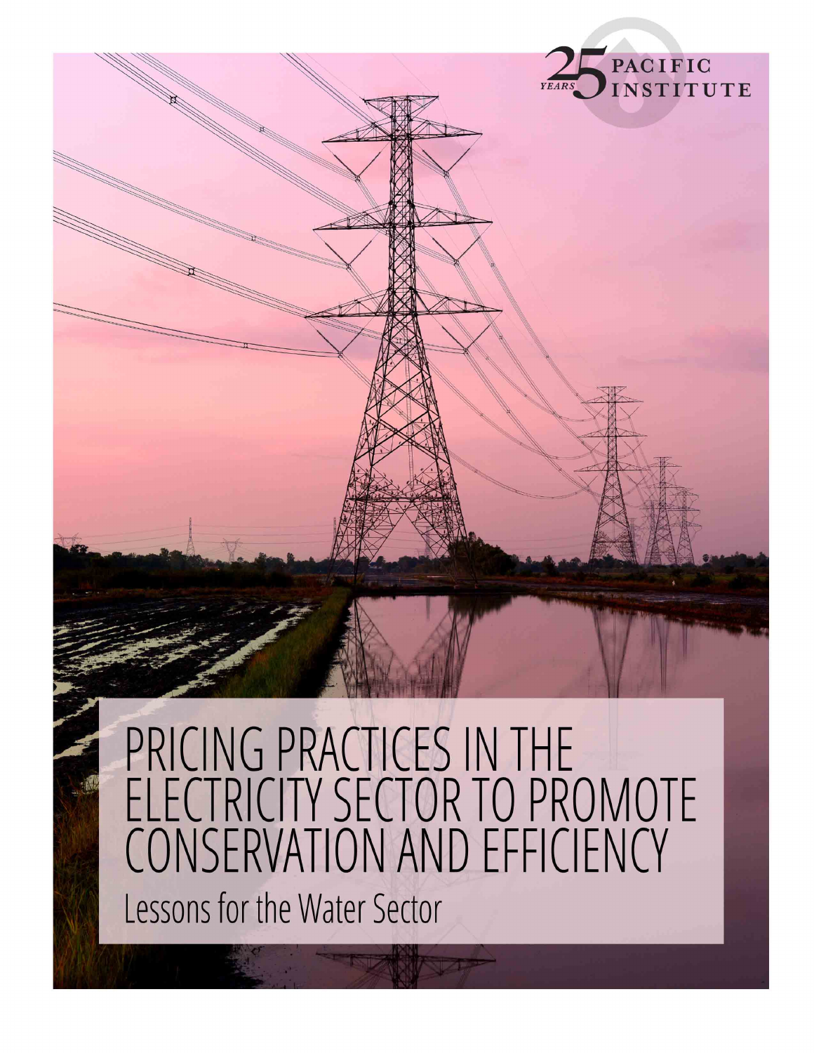25 YEARS PACIFIC INSTITUTE

# PRICING PRACTICES IN THE ELECTRICITY SECTOR TO PROMOTE CONSERVATION AND EFFICIENCY

## Lessons for the Water Sector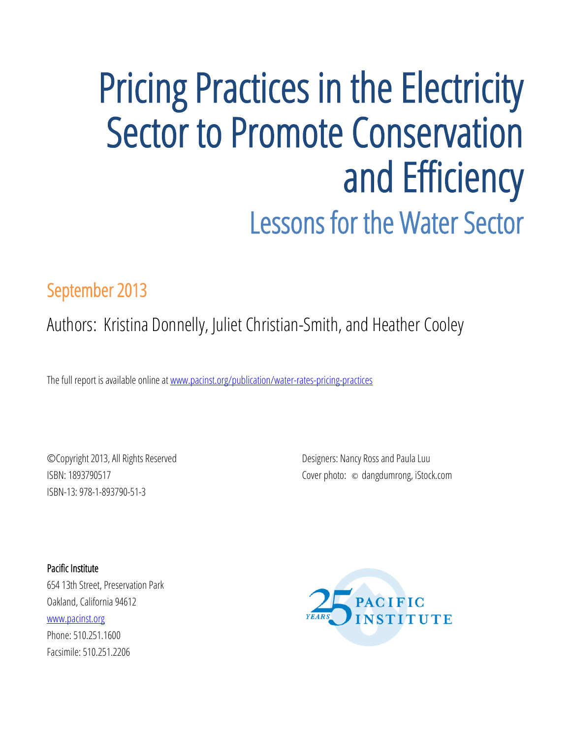# Pricing Practices in the Electricity Sector to Promote Conservation and Efficiency

## Lessons for the Water Sector

September 2013

Authors: Kristina Donnelly, Juliet Christian-Smith, and Heather Cooley

The full report is available online at www.pacinst.org/publication/water-rates-pricing-practices

©Copyright 2013, All Rights Reserved

ISBN: 1893790517

ISBN-13: 978-1-893790-51-3

Designers: Nancy Ross and Paula Luu

Cover photo: © dangdumrong, iStock.com

**Pacific Institute**

654 13th Street, Preservation Park

Oakland, California 94612

www.pacinst.org

Phone: 510.251.1600

Facsimile: 510.251.2206

25 YEARS PACIFIC INSTITUTE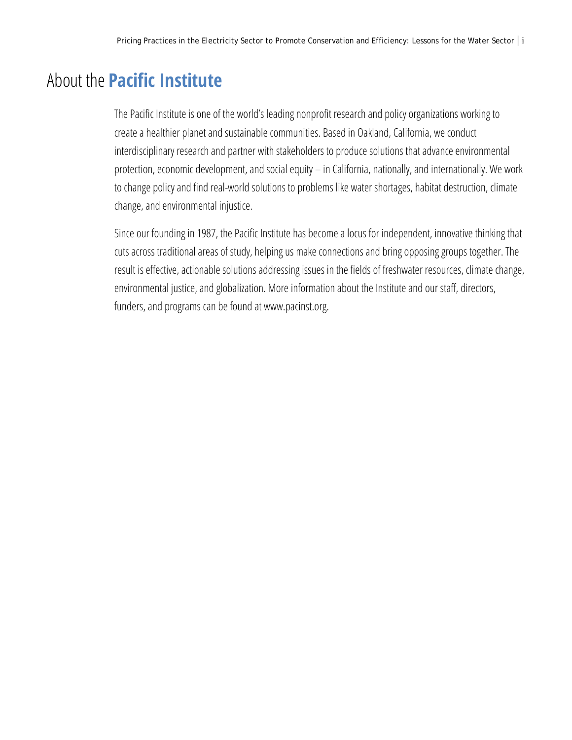# About the **Pacific Institute**

The Pacific Institute is one of the world's leading nonprofit research and policy organizations working to create a healthier planet and sustainable communities. Based in Oakland, California, we conduct interdisciplinary research and partner with stakeholders to produce solutions that advance environmental protection, economic development, and social equity – in California, nationally, and internationally. We work to change policy and find real-world solutions to problems like water shortages, habitat destruction, climate change, and environmental injustice.

Since our founding in 1987, the Pacific Institute has become a locus for independent, innovative thinking that cuts across traditional areas of study, helping us make connections and bring opposing groups together. The result is effective, actionable solutions addressing issues in the fields of freshwater resources, climate change, environmental justice, and globalization. More information about the Institute and our staff, directors, funders, and programs can be found at www.pacinst.org.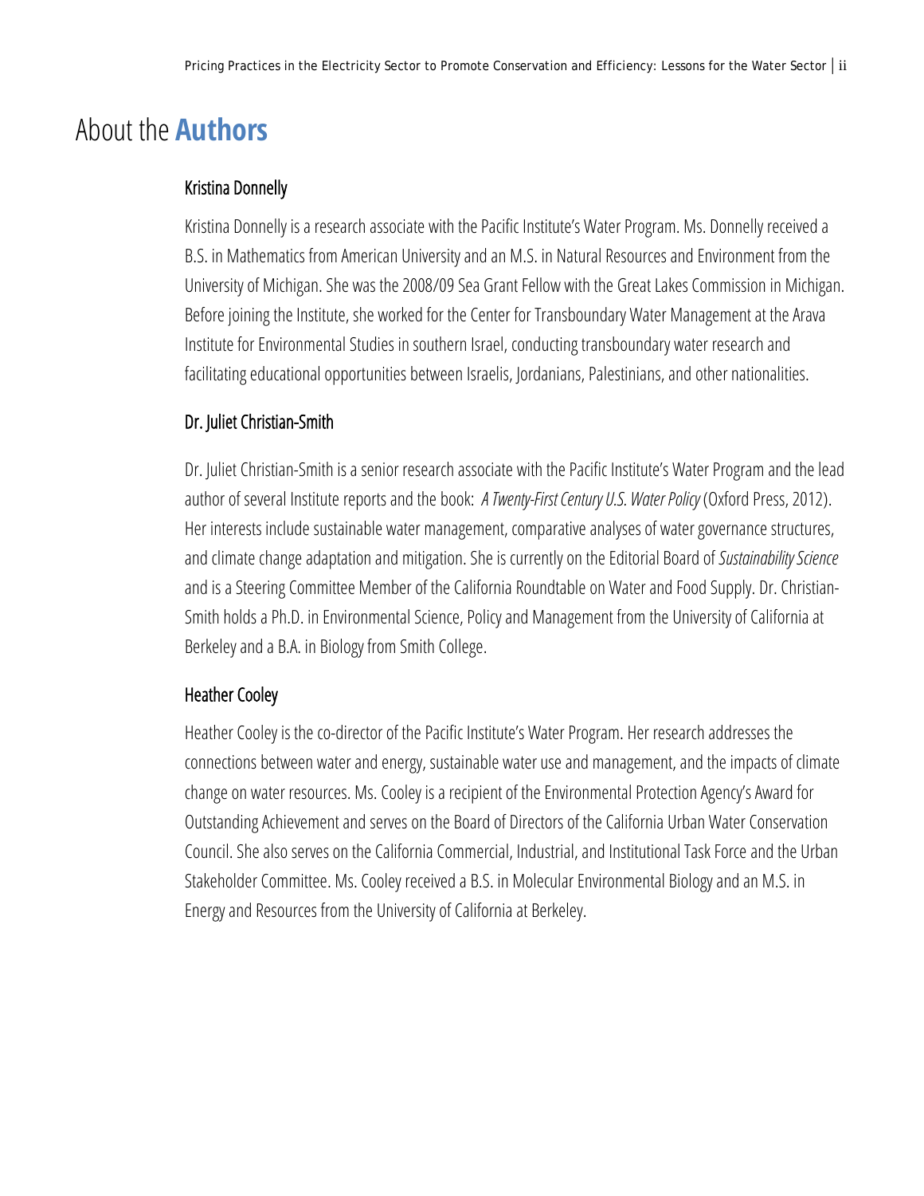# About the **Authors**

### Kristina Donnelly

Kristina Donnelly is a research associate with the Pacific Institute's Water Program. Ms. Donnelly received a B.S. in Mathematics from American University and an M.S. in Natural Resources and Environment from the University of Michigan. She was the 2008/09 Sea Grant Fellow with the Great Lakes Commission in Michigan. Before joining the Institute, she worked for the Center for Transboundary Water Management at the Arava Institute for Environmental Studies in southern Israel, conducting transboundary water research and facilitating educational opportunities between Israelis, Jordanians, Palestinians, and other nationalities.

### Dr. Juliet Christian-Smith

Dr. Juliet Christian-Smith is a senior research associate with the Pacific Institute's Water Program and the lead author of several Institute reports and the book: *A Twenty-First Century U.S. Water Policy* (Oxford Press, 2012). Her interests include sustainable water management, comparative analyses of water governance structures, and climate change adaptation and mitigation. She is currently on the Editorial Board of *Sustainability Science* and is a Steering Committee Member of the California Roundtable on Water and Food Supply. Dr. Christian-Smith holds a Ph.D. in Environmental Science, Policy and Management from the University of California at Berkeley and a B.A. in Biology from Smith College.

### Heather Cooley

Heather Cooley is the co-director of the Pacific Institute's Water Program. Her research addresses the connections between water and energy, sustainable water use and management, and the impacts of climate change on water resources. Ms. Cooley is a recipient of the Environmental Protection Agency's Award for Outstanding Achievement and serves on the Board of Directors of the California Urban Water Conservation Council. She also serves on the California Commercial, Industrial, and Institutional Task Force and the Urban Stakeholder Committee. Ms. Cooley received a B.S. in Molecular Environmental Biology and an M.S. in Energy and Resources from the University of California at Berkeley.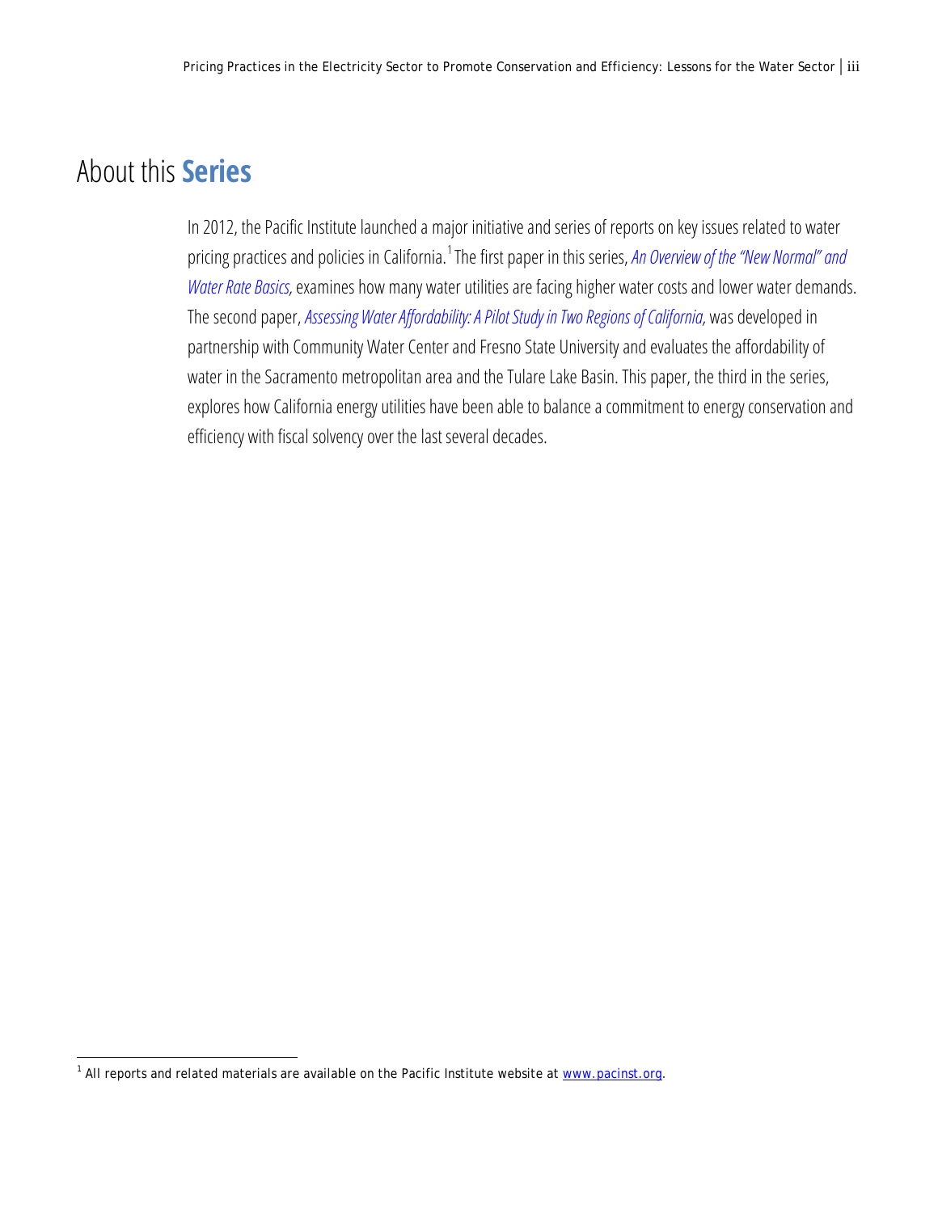# About this **Series**

In 2012, the Pacific Institute launched a major initiative and series of reports on key issues related to water pricing practices and policies in California.[1] The first paper in this series, *An Overview of the "New Normal" and Water Rate Basics,* examines how many water utilities are facing higher water costs and lower water demands. The second paper, *Assessing Water Affordability: A Pilot Study in Two Regions of California,* was developed in partnership with Community Water Center and Fresno State University and evaluates the affordability of water in the Sacramento metropolitan area and the Tulare Lake Basin. This paper, the third in the series, explores how California energy utilities have been able to balance a commitment to energy conservation and efficiency with fiscal solvency over the last several decades.

[1] All reports and related materials are available on the Pacific Institute website at www.pacinst.org.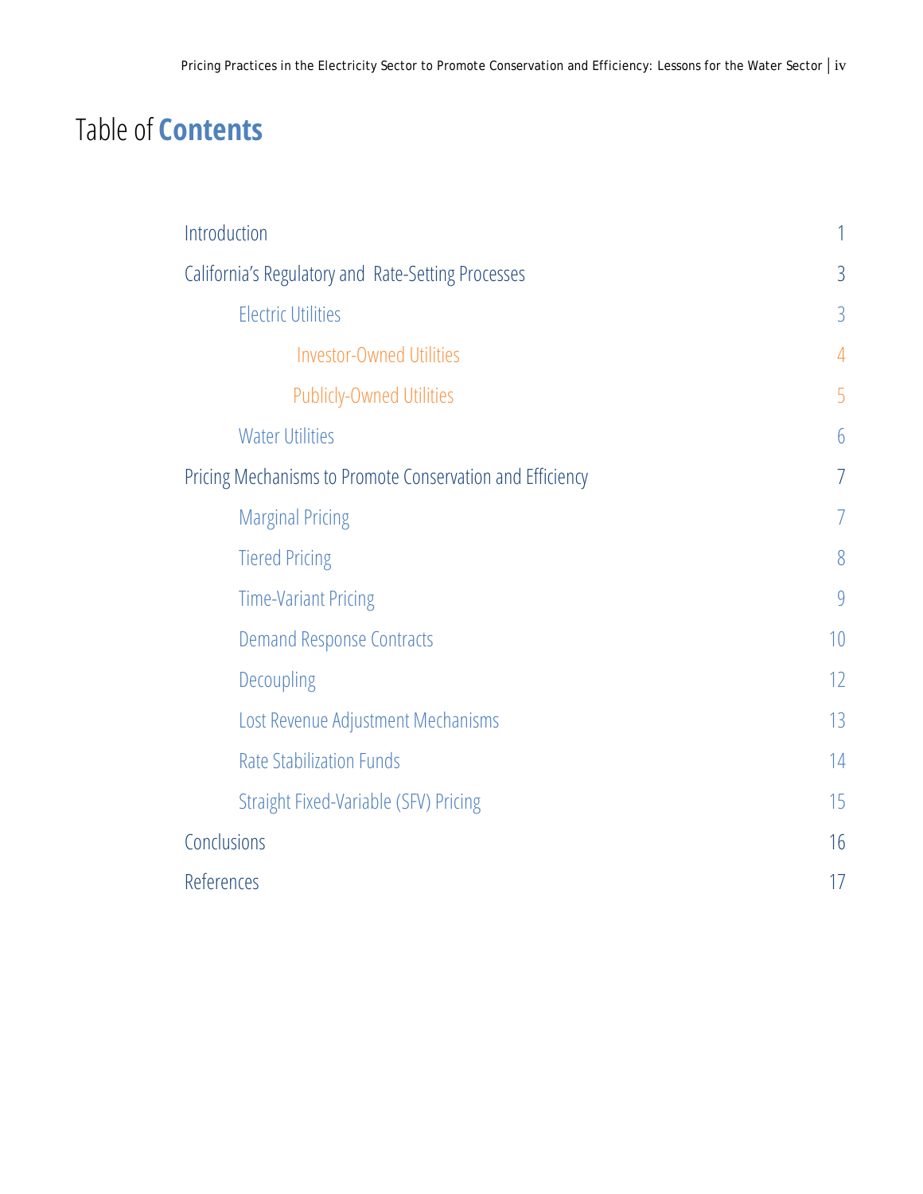# Table of Contents

| | |
|---|---|
| Introduction | 1 |
| California's Regulatory and Rate-Setting Processes | 3 |
| Electric Utilities | 3 |
| Investor-Owned Utilities | 4 |
| Publicly-Owned Utilities | 5 |
| Water Utilities | 6 |
| Pricing Mechanisms to Promote Conservation and Efficiency | 7 |
| Marginal Pricing | 7 |
| Tiered Pricing | 8 |
| Time-Variant Pricing | 9 |
| Demand Response Contracts | 10 |
| Decoupling | 12 |
| Lost Revenue Adjustment Mechanisms | 13 |
| Rate Stabilization Funds | 14 |
| Straight Fixed-Variable (SFV) Pricing | 15 |
| Conclusions | 16 |
| References | 17 |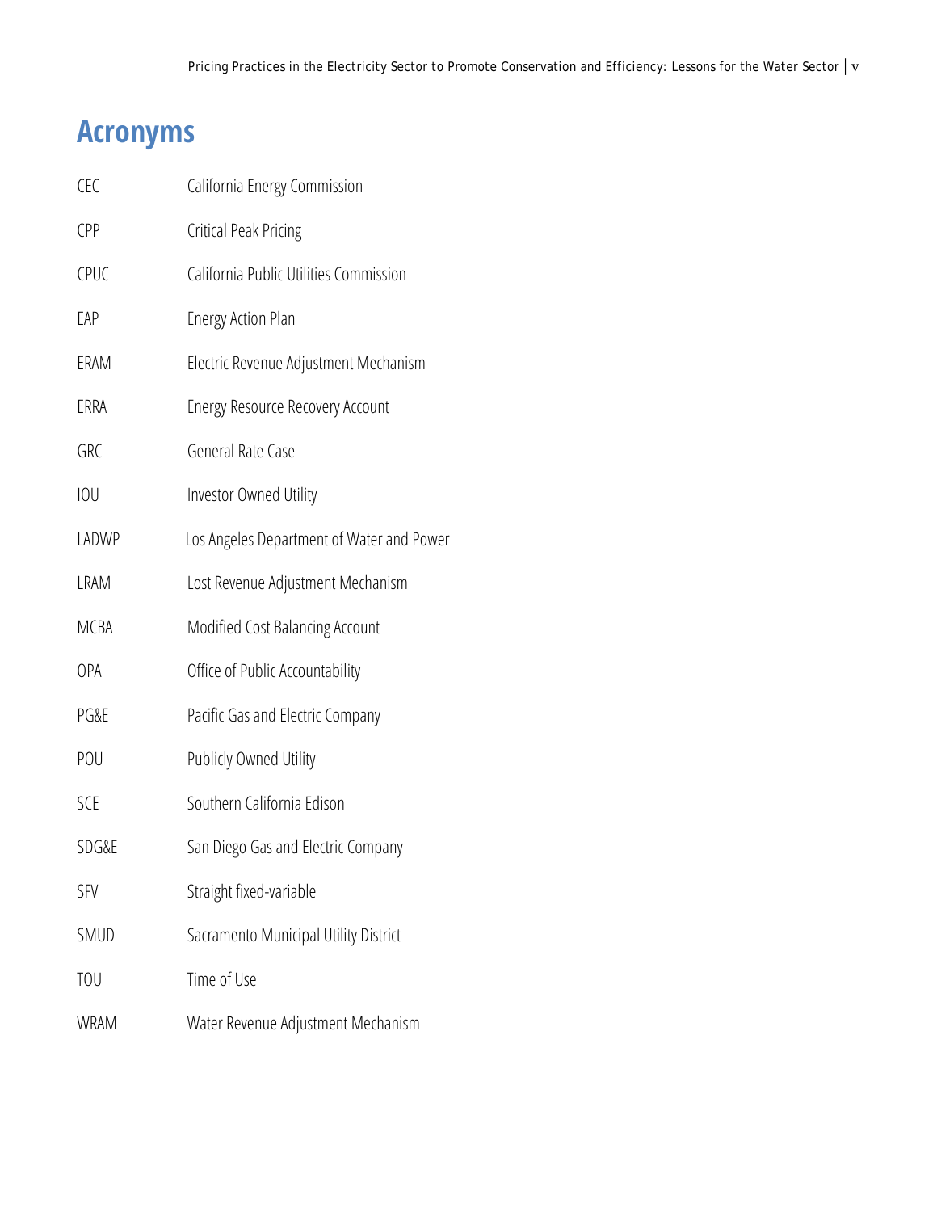# Acronyms

| | |
|---|---|
| CEC | California Energy Commission |
| CPP | Critical Peak Pricing |
| CPUC | California Public Utilities Commission |
| EAP | Energy Action Plan |
| ERAM | Electric Revenue Adjustment Mechanism |
| ERRA | Energy Resource Recovery Account |
| GRC | General Rate Case |
| IOU | Investor Owned Utility |
| LADWP | Los Angeles Department of Water and Power |
| LRAM | Lost Revenue Adjustment Mechanism |
| MCBA | Modified Cost Balancing Account |
| OPA | Office of Public Accountability |
| PG&E | Pacific Gas and Electric Company |
| POU | Publicly Owned Utility |
| SCE | Southern California Edison |
| SDG&E | San Diego Gas and Electric Company |
| SFV | Straight fixed-variable |
| SMUD | Sacramento Municipal Utility District |
| TOU | Time of Use |
| WRAM | Water Revenue Adjustment Mechanism |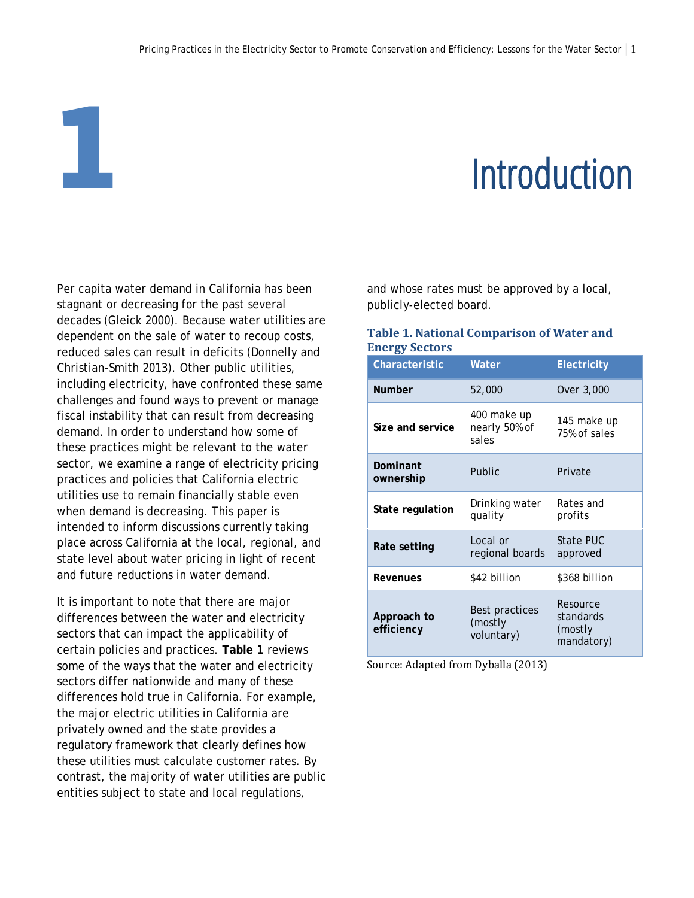# 1 Introduction

Per capita water demand in California has been stagnant or decreasing for the past several decades (Gleick 2000). Because water utilities are dependent on the sale of water to recoup costs, reduced sales can result in deficits (Donnelly and Christian-Smith 2013). Other public utilities, including electricity, have confronted these same challenges and found ways to prevent or manage fiscal instability that can result from decreasing demand. In order to understand how some of these practices might be relevant to the water sector, we examine a range of electricity pricing practices and policies that California electric utilities use to remain financially stable even when demand is decreasing. This paper is intended to inform discussions currently taking place across California at the local, regional, and state level about water pricing in light of recent and future reductions in water demand.

It is important to note that there are major differences between the water and electricity sectors that can impact the applicability of certain policies and practices. **Table 1** reviews some of the ways that the water and electricity sectors differ nationwide and many of these differences hold true in California. For example, the major electric utilities in California are privately owned and the state provides a regulatory framework that clearly defines how these utilities must calculate customer rates. By contrast, the majority of water utilities are public entities subject to state and local regulations, and whose rates must be approved by a local, publicly-elected board.

**Table 1. National Comparison of Water and Energy Sectors**

| Characteristic | Water | Electricity |
|---|---|---|
| **Number** | 52,000 | Over 3,000 |
| **Size and service** | 400 make up nearly 50% of sales | 145 make up 75% of sales |
| **Dominant ownership** | Public | Private |
| **State regulation** | Drinking water quality | Rates and profits |
| **Rate setting** | Local or regional boards | State PUC approved |
| **Revenues** | $42 billion | $368 billion |
| **Approach to efficiency** | Best practices (mostly voluntary) | Resource standards (mostly mandatory) |

Source: Adapted from Dyballa (2013)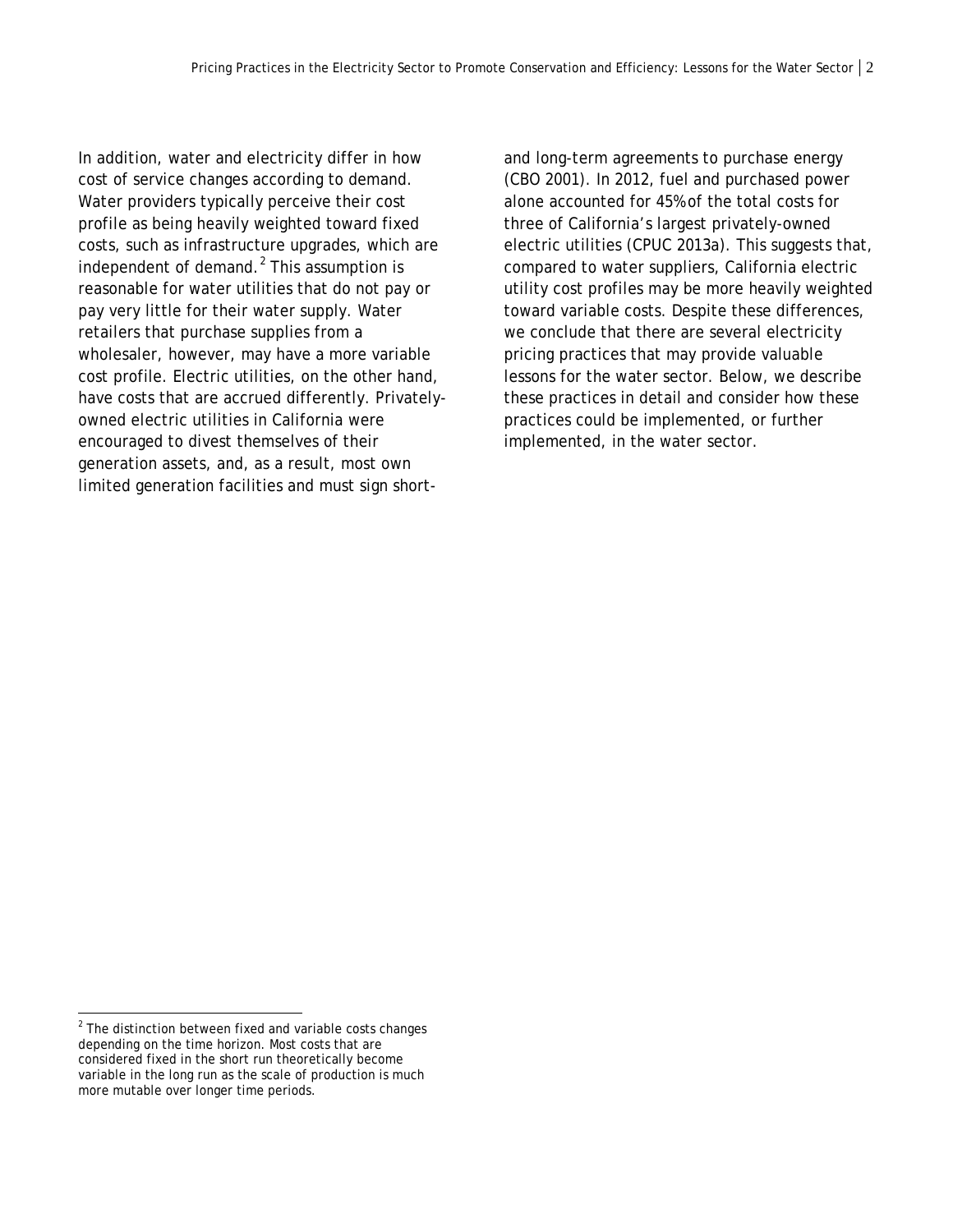In addition, water and electricity differ in how cost of service changes according to demand. Water providers typically perceive their cost profile as being heavily weighted toward fixed costs, such as infrastructure upgrades, which are independent of demand.[2] This assumption is reasonable for water utilities that do not pay or pay very little for their water supply. Water retailers that purchase supplies from a wholesaler, however, may have a more variable cost profile. Electric utilities, on the other hand, have costs that are accrued differently. Privately-owned electric utilities in California were encouraged to divest themselves of their generation assets, and, as a result, most own limited generation facilities and must sign short- and long-term agreements to purchase energy (CBO 2001). In 2012, fuel and purchased power alone accounted for 45% of the total costs for three of California's largest privately-owned electric utilities (CPUC 2013a). This suggests that, compared to water suppliers, California electric utility cost profiles may be more heavily weighted toward variable costs. Despite these differences, we conclude that there are several electricity pricing practices that may provide valuable lessons for the water sector. Below, we describe these practices in detail and consider how these practices could be implemented, or further implemented, in the water sector.

[2] The distinction between fixed and variable costs changes depending on the time horizon. Most costs that are considered fixed in the short run theoretically become variable in the long run as the scale of production is much more mutable over longer time periods.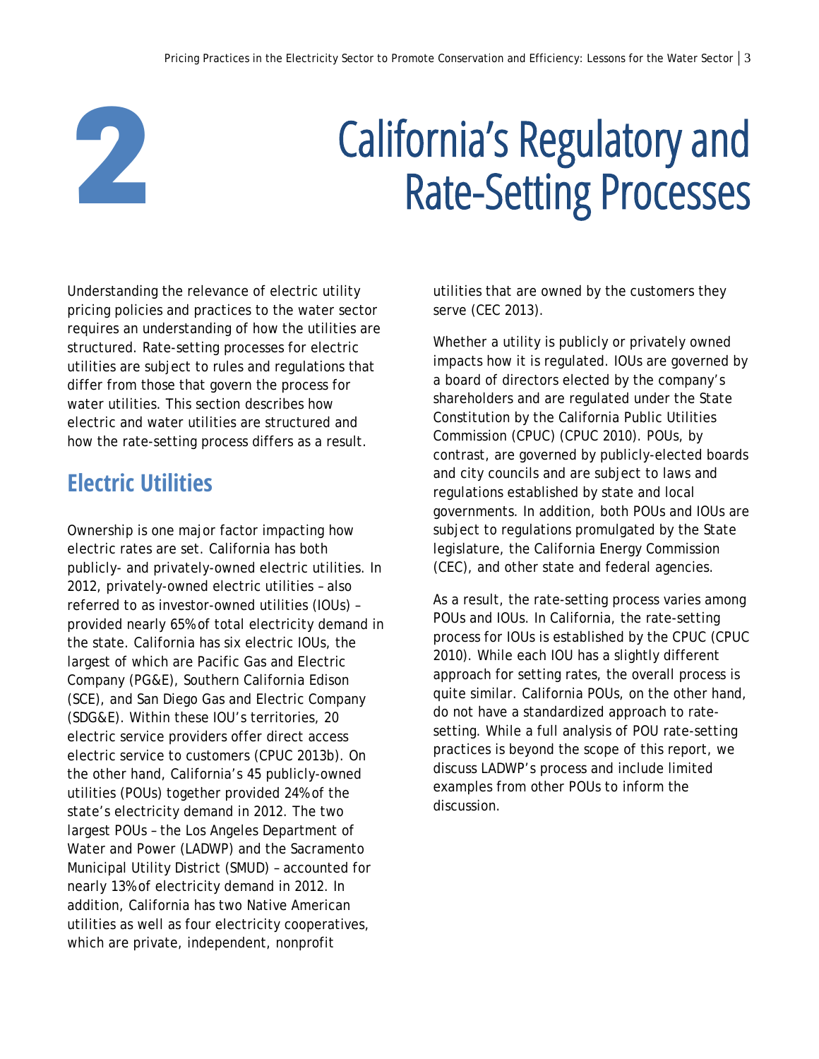# 2 California's Regulatory and Rate-Setting Processes

Understanding the relevance of electric utility pricing policies and practices to the water sector requires an understanding of how the utilities are structured. Rate-setting processes for electric utilities are subject to rules and regulations that differ from those that govern the process for water utilities. This section describes how electric and water utilities are structured and how the rate-setting process differs as a result.

## Electric Utilities

Ownership is one major factor impacting how electric rates are set. California has both publicly- and privately-owned electric utilities. In 2012, privately-owned electric utilities – also referred to as investor-owned utilities (IOUs) – provided nearly 65% of total electricity demand in the state. California has six electric IOUs, the largest of which are Pacific Gas and Electric Company (PG&E), Southern California Edison (SCE), and San Diego Gas and Electric Company (SDG&E). Within these IOU's territories, 20 electric service providers offer direct access electric service to customers (CPUC 2013b). On the other hand, California's 45 publicly-owned utilities (POUs) together provided 24% of the state's electricity demand in 2012. The two largest POUs – the Los Angeles Department of Water and Power (LADWP) and the Sacramento Municipal Utility District (SMUD) – accounted for nearly 13% of electricity demand in 2012. In addition, California has two Native American utilities as well as four electricity cooperatives, which are private, independent, nonprofit utilities that are owned by the customers they serve (CEC 2013).

Whether a utility is publicly or privately owned impacts how it is regulated. IOUs are governed by a board of directors elected by the company's shareholders and are regulated under the State Constitution by the California Public Utilities Commission (CPUC) (CPUC 2010). POUs, by contrast, are governed by publicly-elected boards and city councils and are subject to laws and regulations established by state and local governments. In addition, both POUs and IOUs are subject to regulations promulgated by the State legislature, the California Energy Commission (CEC), and other state and federal agencies.

As a result, the rate-setting process varies among POUs and IOUs. In California, the rate-setting process for IOUs is established by the CPUC (CPUC 2010). While each IOU has a slightly different approach for setting rates, the overall process is quite similar. California POUs, on the other hand, do not have a standardized approach to rate-setting. While a full analysis of POU rate-setting practices is beyond the scope of this report, we discuss LADWP's process and include limited examples from other POUs to inform the discussion.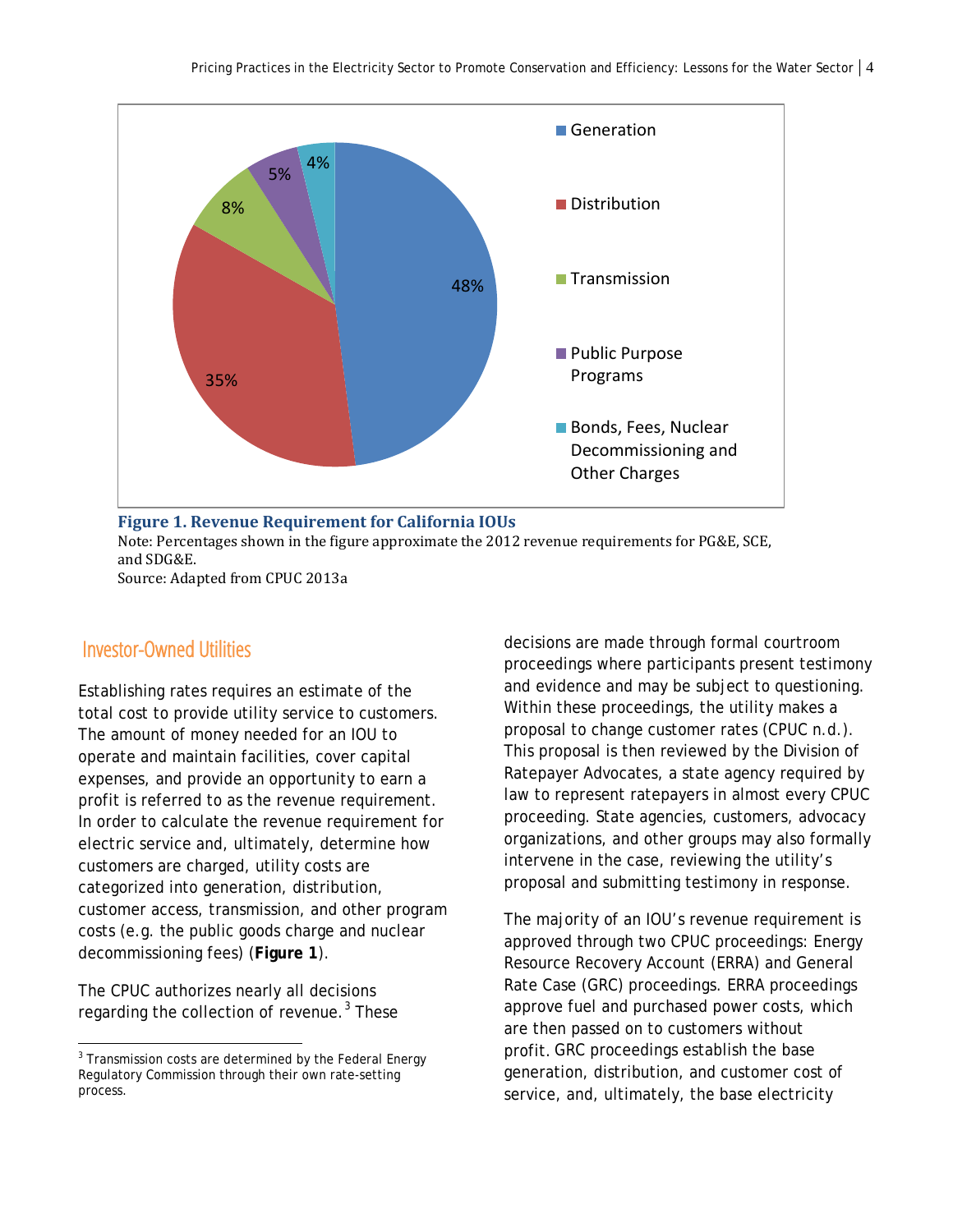Generation 48%
Distribution 35%
Transmission 8%
Public Purpose Programs 5%
Bonds, Fees, Nuclear Decommissioning and Other Charges 4%

**Figure 1. Revenue Requirement for California IOUs**

Note: Percentages shown in the figure approximate the 2012 revenue requirements for PG&E, SCE, and SDG&E.

Source: Adapted from CPUC 2013a

## Investor-Owned Utilities

Establishing rates requires an estimate of the total cost to provide utility service to customers. The amount of money needed for an IOU to operate and maintain facilities, cover capital expenses, and provide an opportunity to earn a profit is referred to as the revenue requirement. In order to calculate the revenue requirement for electric service and, ultimately, determine how customers are charged, utility costs are categorized into generation, distribution, customer access, transmission, and other program costs (e.g. the public goods charge and nuclear decommissioning fees) (**Figure 1**).

The CPUC authorizes nearly all decisions regarding the collection of revenue.[3] These decisions are made through formal courtroom proceedings where participants present testimony and evidence and may be subject to questioning. Within these proceedings, the utility makes a proposal to change customer rates (CPUC n.d.). This proposal is then reviewed by the Division of Ratepayer Advocates, a state agency required by law to represent ratepayers in almost every CPUC proceeding. State agencies, customers, advocacy organizations, and other groups may also formally intervene in the case, reviewing the utility's proposal and submitting testimony in response.

The majority of an IOU's revenue requirement is approved through two CPUC proceedings: Energy Resource Recovery Account (ERRA) and General Rate Case (GRC) proceedings. ERRA proceedings approve fuel and purchased power costs, which are then passed on to customers without profit. GRC proceedings establish the base generation, distribution, and customer cost of service, and, ultimately, the base electricity

[3] Transmission costs are determined by the Federal Energy Regulatory Commission through their own rate-setting process.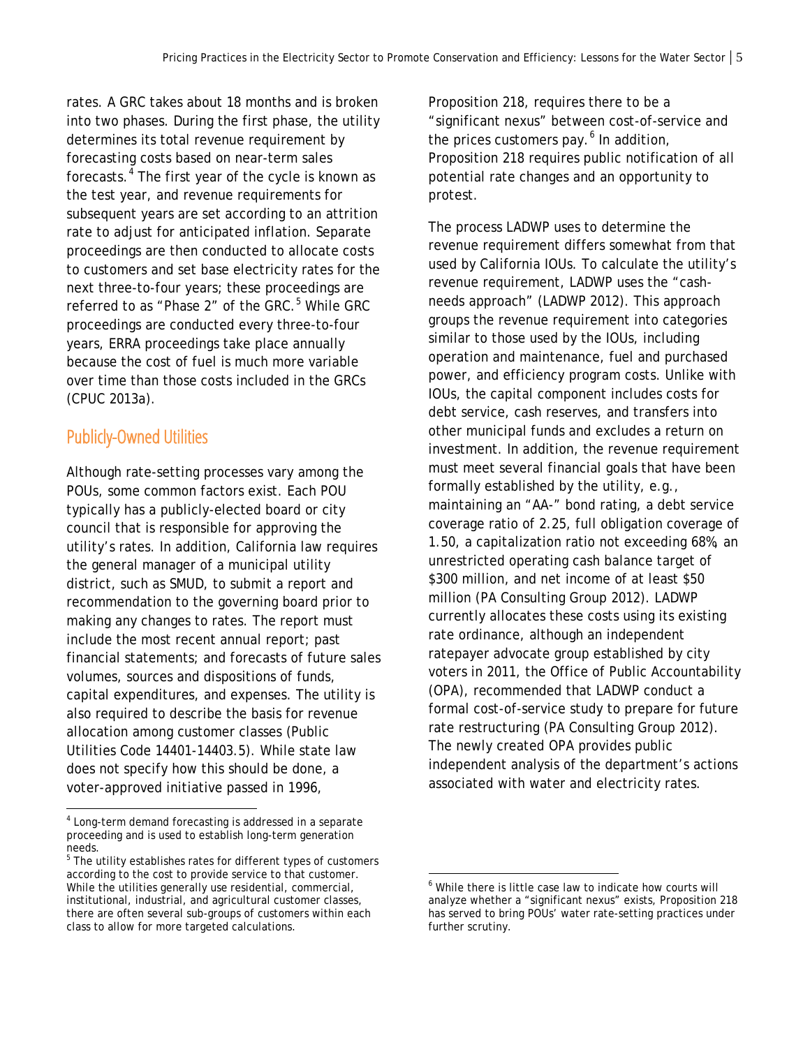rates. A GRC takes about 18 months and is broken into two phases. During the first phase, the utility determines its total revenue requirement by forecasting costs based on near-term sales forecasts.[4] The first year of the cycle is known as the test year, and revenue requirements for subsequent years are set according to an attrition rate to adjust for anticipated inflation. Separate proceedings are then conducted to allocate costs to customers and set base electricity rates for the next three-to-four years; these proceedings are referred to as "Phase 2" of the GRC.[5] While GRC proceedings are conducted every three-to-four years, ERRA proceedings take place annually because the cost of fuel is much more variable over time than those costs included in the GRCs (CPUC 2013a).

## Publicly-Owned Utilities

Although rate-setting processes vary among the POUs, some common factors exist. Each POU typically has a publicly-elected board or city council that is responsible for approving the utility's rates. In addition, California law requires the general manager of a municipal utility district, such as SMUD, to submit a report and recommendation to the governing board prior to making any changes to rates. The report must include the most recent annual report; past financial statements; and forecasts of future sales volumes, sources and dispositions of funds, capital expenditures, and expenses. The utility is also required to describe the basis for revenue allocation among customer classes (Public Utilities Code 14401-14403.5). While state law does not specify how this should be done, a voter-approved initiative passed in 1996, Proposition 218, requires there to be a "significant nexus" between cost-of-service and the prices customers pay.[6] In addition, Proposition 218 requires public notification of all potential rate changes and an opportunity to protest.

The process LADWP uses to determine the revenue requirement differs somewhat from that used by California IOUs. To calculate the utility's revenue requirement, LADWP uses the "cash-needs approach" (LADWP 2012). This approach groups the revenue requirement into categories similar to those used by the IOUs, including operation and maintenance, fuel and purchased power, and efficiency program costs. Unlike with IOUs, the capital component includes costs for debt service, cash reserves, and transfers into other municipal funds and excludes a return on investment. In addition, the revenue requirement must meet several financial goals that have been formally established by the utility, e.g., maintaining an "AA-" bond rating, a debt service coverage ratio of 2.25, full obligation coverage of 1.50, a capitalization ratio not exceeding 68%, an unrestricted operating cash balance target of $300 million, and net income of at least $50 million (PA Consulting Group 2012). LADWP currently allocates these costs using its existing rate ordinance, although an independent ratepayer advocate group established by city voters in 2011, the Office of Public Accountability (OPA), recommended that LADWP conduct a formal cost-of-service study to prepare for future rate restructuring (PA Consulting Group 2012). The newly created OPA provides public independent analysis of the department's actions associated with water and electricity rates.

---

[4] Long-term demand forecasting is addressed in a separate proceeding and is used to establish long-term generation needs.

[5] The utility establishes rates for different types of customers according to the cost to provide service to that customer. While the utilities generally use residential, commercial, institutional, industrial, and agricultural customer classes, there are often several sub-groups of customers within each class to allow for more targeted calculations.

[6] While there is little case law to indicate how courts will analyze whether a "significant nexus" exists, Proposition 218 has served to bring POUs' water rate-setting practices under further scrutiny.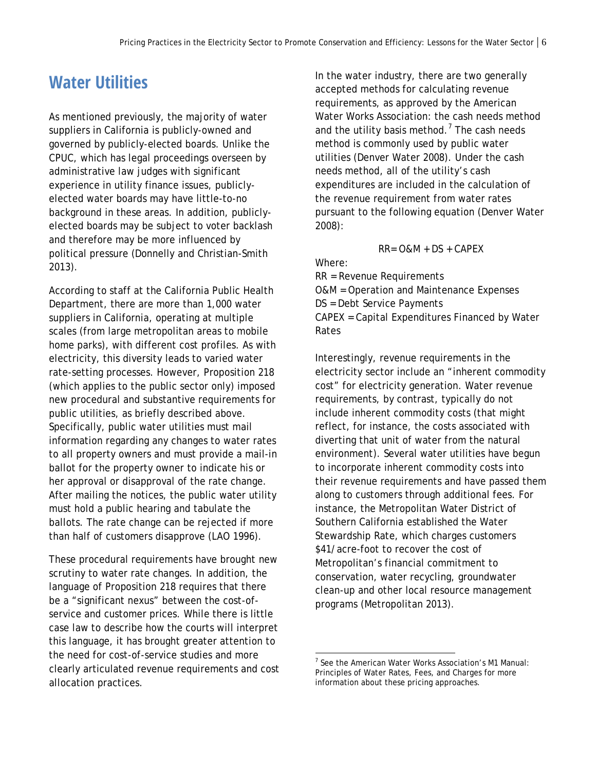## Water Utilities

As mentioned previously, the majority of water suppliers in California is publicly-owned and governed by publicly-elected boards. Unlike the CPUC, which has legal proceedings overseen by administrative law judges with significant experience in utility finance issues, publicly-elected water boards may have little-to-no background in these areas. In addition, publicly-elected boards may be subject to voter backlash and therefore may be more influenced by political pressure (Donnelly and Christian-Smith 2013).

According to staff at the California Public Health Department, there are more than 1,000 water suppliers in California, operating at multiple scales (from large metropolitan areas to mobile home parks), with different cost profiles. As with electricity, this diversity leads to varied water rate-setting processes. However, Proposition 218 (which applies to the public sector only) imposed new procedural and substantive requirements for public utilities, as briefly described above. Specifically, public water utilities must mail information regarding any changes to water rates to all property owners and must provide a mail-in ballot for the property owner to indicate his or her approval or disapproval of the rate change. After mailing the notices, the public water utility must hold a public hearing and tabulate the ballots. The rate change can be rejected if more than half of customers disapprove (LAO 1996).

These procedural requirements have brought new scrutiny to water rate changes. In addition, the language of Proposition 218 requires that there be a "significant nexus" between the cost-of-service and customer prices. While there is little case law to describe how the courts will interpret this language, it has brought greater attention to the need for cost-of-service studies and more clearly articulated revenue requirements and cost allocation practices.

In the water industry, there are two generally accepted methods for calculating revenue requirements, as approved by the American Water Works Association: the cash needs method and the utility basis method.[7] The cash needs method is commonly used by public water utilities (Denver Water 2008). Under the cash needs method, all of the utility's cash expenditures are included in the calculation of the revenue requirement from water rates pursuant to the following equation (Denver Water 2008):

$$RR = O\&M + DS + CAPEX$$

Where:
RR = Revenue Requirements
O&M = Operation and Maintenance Expenses
DS = Debt Service Payments
CAPEX = Capital Expenditures Financed by Water Rates

Interestingly, revenue requirements in the electricity sector include an "inherent commodity cost" for electricity generation. Water revenue requirements, by contrast, typically do not include inherent commodity costs (that might reflect, for instance, the costs associated with diverting that unit of water from the natural environment). Several water utilities have begun to incorporate inherent commodity costs into their revenue requirements and have passed them along to customers through additional fees. For instance, the Metropolitan Water District of Southern California established the Water Stewardship Rate, which charges customers $41/acre-foot to recover the cost of Metropolitan's financial commitment to conservation, water recycling, groundwater clean-up and other local resource management programs (Metropolitan 2013).

[7] See the American Water Works Association's M1 Manual: Principles of Water Rates, Fees, and Charges for more information about these pricing approaches.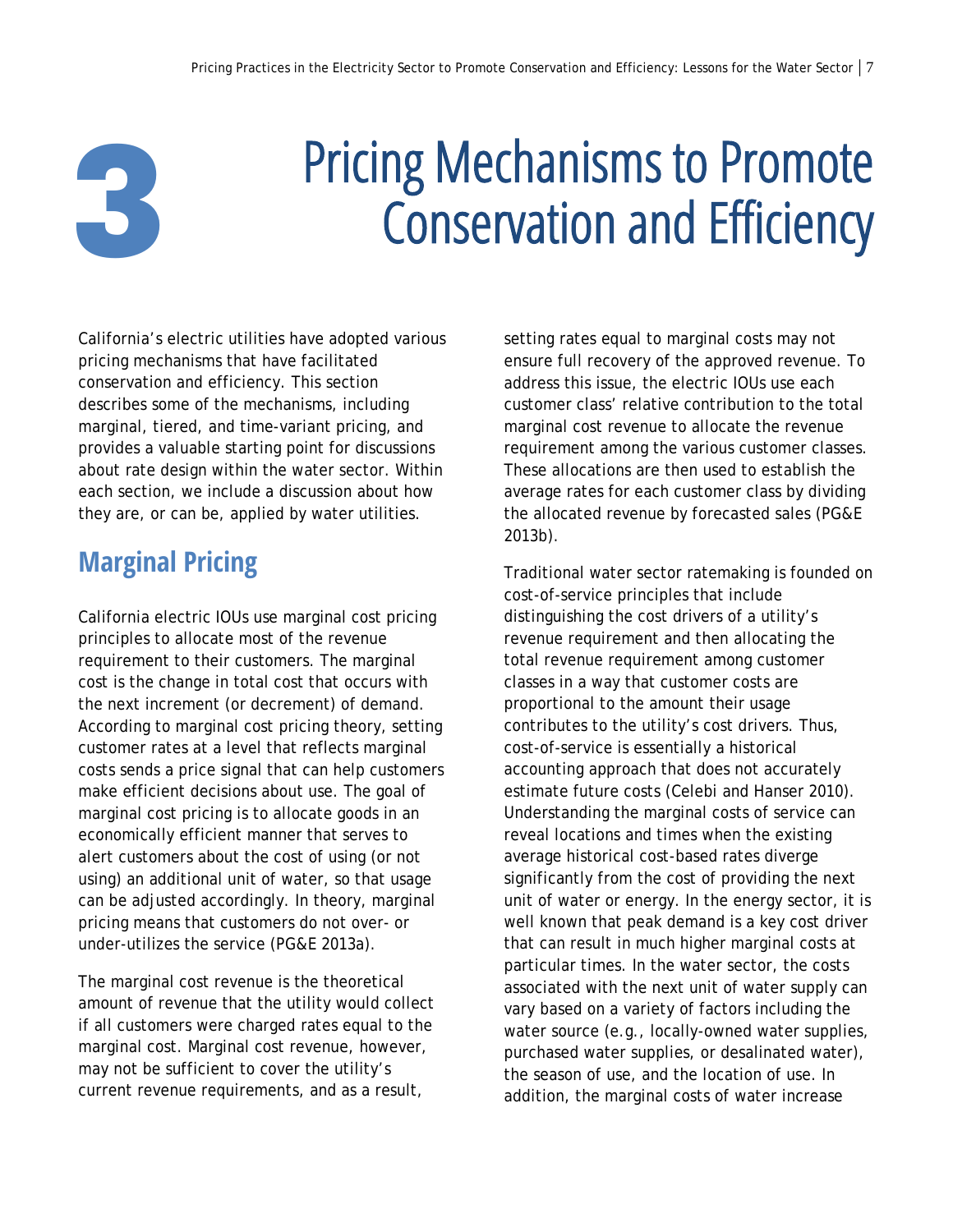# 3 Pricing Mechanisms to Promote Conservation and Efficiency

California's electric utilities have adopted various pricing mechanisms that have facilitated conservation and efficiency. This section describes some of the mechanisms, including marginal, tiered, and time-variant pricing, and provides a valuable starting point for discussions about rate design within the water sector. Within each section, we include a discussion about how they are, or can be, applied by water utilities.

## Marginal Pricing

California electric IOUs use marginal cost pricing principles to allocate most of the revenue requirement to their customers. The marginal cost is the change in total cost that occurs with the next increment (or decrement) of demand. According to marginal cost pricing theory, setting customer rates at a level that reflects marginal costs sends a price signal that can help customers make efficient decisions about use. The goal of marginal cost pricing is to allocate goods in an economically efficient manner that serves to alert customers about the cost of using (or not using) an additional unit of water, so that usage can be adjusted accordingly. In theory, marginal pricing means that customers do not over- or under-utilizes the service (PG&E 2013a).

The marginal cost revenue is the theoretical amount of revenue that the utility would collect if all customers were charged rates equal to the marginal cost. Marginal cost revenue, however, may not be sufficient to cover the utility's current revenue requirements, and as a result, setting rates equal to marginal costs may not ensure full recovery of the approved revenue. To address this issue, the electric IOUs use each customer class' relative contribution to the total marginal cost revenue to allocate the revenue requirement among the various customer classes. These allocations are then used to establish the average rates for each customer class by dividing the allocated revenue by forecasted sales (PG&E 2013b).

Traditional water sector ratemaking is founded on cost-of-service principles that include distinguishing the cost drivers of a utility's revenue requirement and then allocating the total revenue requirement among customer classes in a way that customer costs are proportional to the amount their usage contributes to the utility's cost drivers. Thus, cost-of-service is essentially a historical accounting approach that does not accurately estimate future costs (Celebi and Hanser 2010). Understanding the marginal costs of service can reveal locations and times when the existing average historical cost-based rates diverge significantly from the cost of providing the next unit of water or energy. In the energy sector, it is well known that peak demand is a key cost driver that can result in much higher marginal costs at particular times. In the water sector, the costs associated with the next unit of water supply can vary based on a variety of factors including the water source (e.g., locally-owned water supplies, purchased water supplies, or desalinated water), the season of use, and the location of use. In addition, the marginal costs of water increase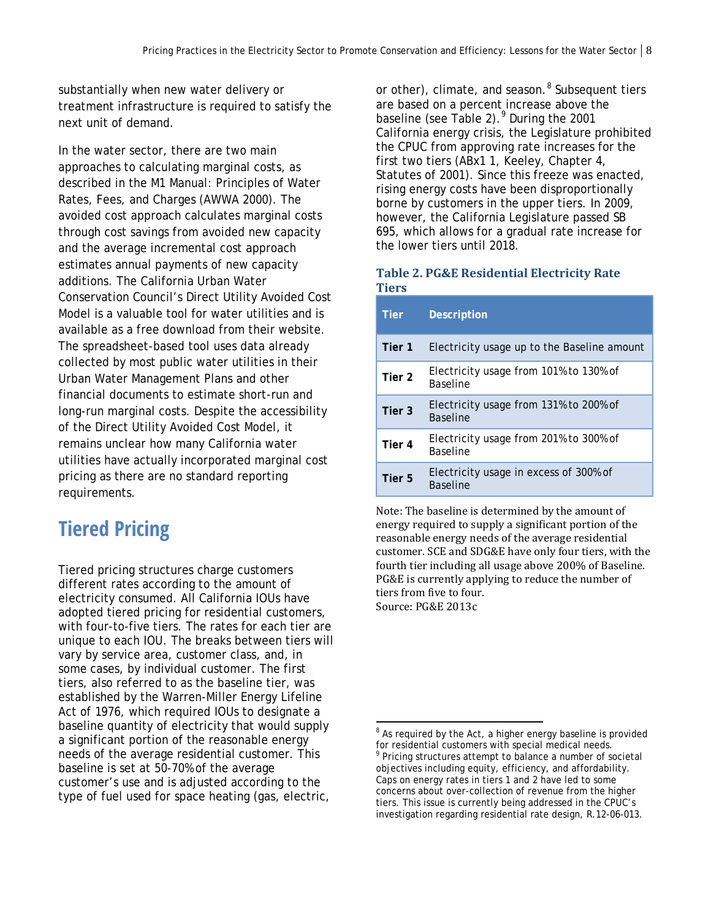substantially when new water delivery or treatment infrastructure is required to satisfy the next unit of demand.

In the water sector, there are two main approaches to calculating marginal costs, as described in the M1 Manual: Principles of Water Rates, Fees, and Charges (AWWA 2000). The avoided cost approach calculates marginal costs through cost savings from avoided new capacity and the average incremental cost approach estimates annual payments of new capacity additions. The California Urban Water Conservation Council's Direct Utility Avoided Cost Model is a valuable tool for water utilities and is available as a free download from their website. The spreadsheet-based tool uses data already collected by most public water utilities in their Urban Water Management Plans and other financial documents to estimate short-run and long-run marginal costs. Despite the accessibility of the Direct Utility Avoided Cost Model, it remains unclear how many California water utilities have actually incorporated marginal cost pricing as there are no standard reporting requirements.

## Tiered Pricing

Tiered pricing structures charge customers different rates according to the amount of electricity consumed. All California IOUs have adopted tiered pricing for residential customers, with four-to-five tiers. The rates for each tier are unique to each IOU. The breaks between tiers will vary by service area, customer class, and, in some cases, by individual customer. The first tiers, also referred to as the baseline tier, was established by the Warren-Miller Energy Lifeline Act of 1976, which required IOUs to designate a baseline quantity of electricity that would supply a significant portion of the reasonable energy needs of the average residential customer. This baseline is set at 50-70% of the average customer's use and is adjusted according to the type of fuel used for space heating (gas, electric, or other), climate, and season.[8] Subsequent tiers are based on a percent increase above the baseline (see Table 2).[9] During the 2001 California energy crisis, the Legislature prohibited the CPUC from approving rate increases for the first two tiers (ABx1 1, Keeley, Chapter 4, Statutes of 2001). Since this freeze was enacted, rising energy costs have been disproportionally borne by customers in the upper tiers. In 2009, however, the California Legislature passed SB 695, which allows for a gradual rate increase for the lower tiers until 2018.

**Table 2. PG&E Residential Electricity Rate Tiers**

| Tier | Description |
|---|---|
| **Tier 1** | Electricity usage up to the Baseline amount |
| **Tier 2** | Electricity usage from 101% to 130% of Baseline |
| **Tier 3** | Electricity usage from 131% to 200% of Baseline |
| **Tier 4** | Electricity usage from 201% to 300% of Baseline |
| **Tier 5** | Electricity usage in excess of 300% of Baseline |

Note: The baseline is determined by the amount of energy required to supply a significant portion of the reasonable energy needs of the average residential customer. SCE and SDG&E have only four tiers, with the fourth tier including all usage above 200% of Baseline. PG&E is currently applying to reduce the number of tiers from five to four.
Source: PG&E 2013c

---

[8] As required by the Act, a higher energy baseline is provided for residential customers with special medical needs.

[9] Pricing structures attempt to balance a number of societal objectives including equity, efficiency, and affordability. Caps on energy rates in tiers 1 and 2 have led to some concerns about over-collection of revenue from the higher tiers. This issue is currently being addressed in the CPUC's investigation regarding residential rate design, R.12-06-013.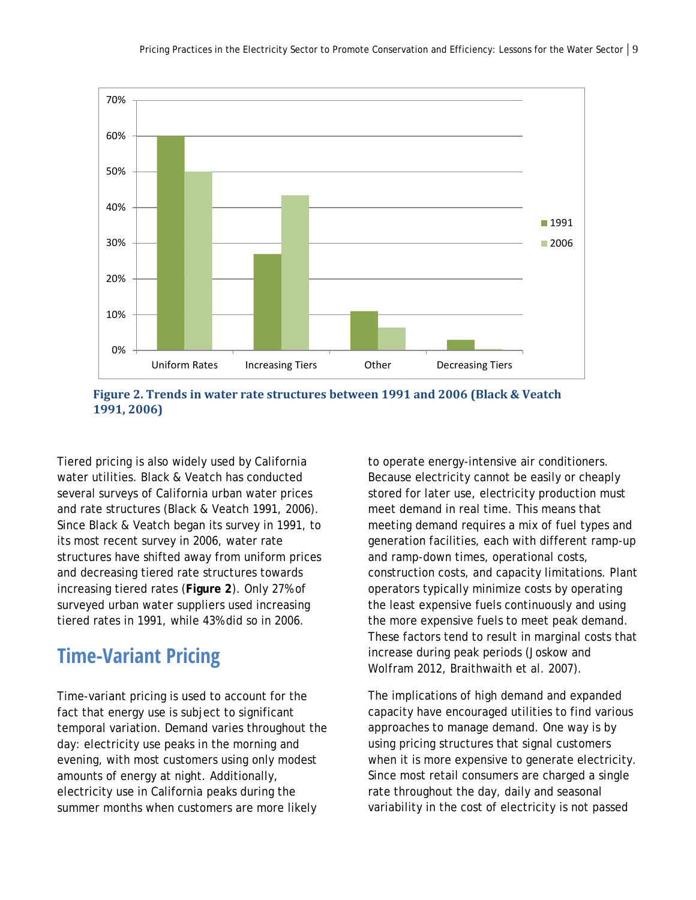**Figure 2. Trends in water rate structures between 1991 and 2006 (Black & Veatch 1991, 2006)**

Tiered pricing is also widely used by California water utilities. Black & Veatch has conducted several surveys of California urban water prices and rate structures (Black & Veatch 1991, 2006). Since Black & Veatch began its survey in 1991, to its most recent survey in 2006, water rate structures have shifted away from uniform prices and decreasing tiered rate structures towards increasing tiered rates (**Figure 2**). Only 27% of surveyed urban water suppliers used increasing tiered rates in 1991, while 43% did so in 2006.

## Time-Variant Pricing

Time-variant pricing is used to account for the fact that energy use is subject to significant temporal variation. Demand varies throughout the day: electricity use peaks in the morning and evening, with most customers using only modest amounts of energy at night. Additionally, electricity use in California peaks during the summer months when customers are more likely to operate energy-intensive air conditioners. Because electricity cannot be easily or cheaply stored for later use, electricity production must meet demand in real time. This means that meeting demand requires a mix of fuel types and generation facilities, each with different ramp-up and ramp-down times, operational costs, construction costs, and capacity limitations. Plant operators typically minimize costs by operating the least expensive fuels continuously and using the more expensive fuels to meet peak demand. These factors tend to result in marginal costs that increase during peak periods (Joskow and Wolfram 2012, Braithwaith et al. 2007).

The implications of high demand and expanded capacity have encouraged utilities to find various approaches to manage demand. One way is by using pricing structures that signal customers when it is more expensive to generate electricity. Since most retail consumers are charged a single rate throughout the day, daily and seasonal variability in the cost of electricity is not passed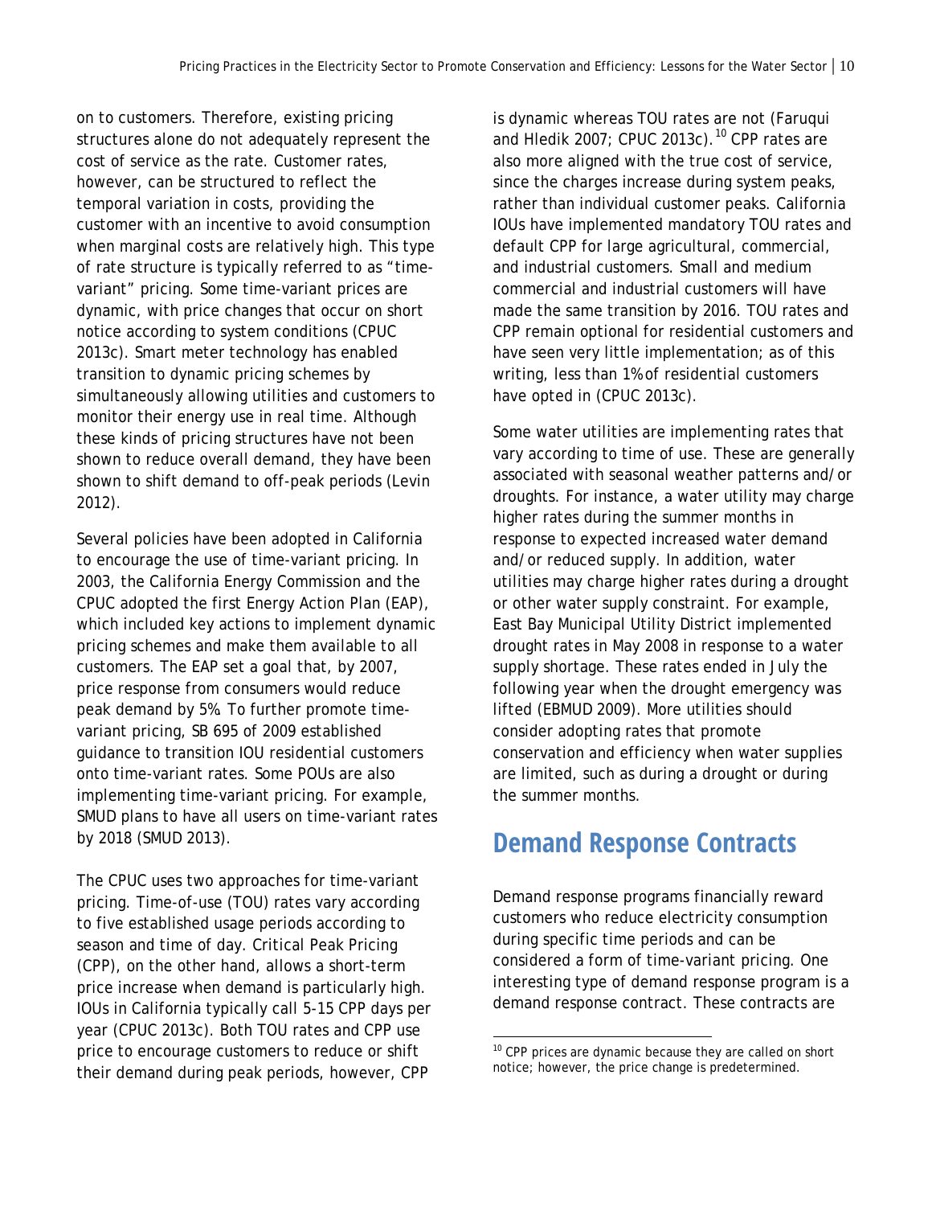on to customers. Therefore, existing pricing structures alone do not adequately represent the cost of service as the rate. Customer rates, however, can be structured to reflect the temporal variation in costs, providing the customer with an incentive to avoid consumption when marginal costs are relatively high. This type of rate structure is typically referred to as "time-variant" pricing. Some time-variant prices are dynamic, with price changes that occur on short notice according to system conditions (CPUC 2013c). Smart meter technology has enabled transition to dynamic pricing schemes by simultaneously allowing utilities and customers to monitor their energy use in real time. Although these kinds of pricing structures have not been shown to reduce overall demand, they have been shown to shift demand to off-peak periods (Levin 2012).

Several policies have been adopted in California to encourage the use of time-variant pricing. In 2003, the California Energy Commission and the CPUC adopted the first Energy Action Plan (EAP), which included key actions to implement dynamic pricing schemes and make them available to all customers. The EAP set a goal that, by 2007, price response from consumers would reduce peak demand by 5%. To further promote time-variant pricing, SB 695 of 2009 established guidance to transition IOU residential customers onto time-variant rates. Some POUs are also implementing time-variant pricing. For example, SMUD plans to have all users on time-variant rates by 2018 (SMUD 2013).

The CPUC uses two approaches for time-variant pricing. Time-of-use (TOU) rates vary according to five established usage periods according to season and time of day. Critical Peak Pricing (CPP), on the other hand, allows a short-term price increase when demand is particularly high. IOUs in California typically call 5-15 CPP days per year (CPUC 2013c). Both TOU rates and CPP use price to encourage customers to reduce or shift their demand during peak periods, however, CPP is dynamic whereas TOU rates are not (Faruqui and Hledik 2007; CPUC 2013c).[10] CPP rates are also more aligned with the true cost of service, since the charges increase during system peaks, rather than individual customer peaks. California IOUs have implemented mandatory TOU rates and default CPP for large agricultural, commercial, and industrial customers. Small and medium commercial and industrial customers will have made the same transition by 2016. TOU rates and CPP remain optional for residential customers and have seen very little implementation; as of this writing, less than 1% of residential customers have opted in (CPUC 2013c).

Some water utilities are implementing rates that vary according to time of use. These are generally associated with seasonal weather patterns and/or droughts. For instance, a water utility may charge higher rates during the summer months in response to expected increased water demand and/or reduced supply. In addition, water utilities may charge higher rates during a drought or other water supply constraint. For example, East Bay Municipal Utility District implemented drought rates in May 2008 in response to a water supply shortage. These rates ended in July the following year when the drought emergency was lifted (EBMUD 2009). More utilities should consider adopting rates that promote conservation and efficiency when water supplies are limited, such as during a drought or during the summer months.

## Demand Response Contracts

Demand response programs financially reward customers who reduce electricity consumption during specific time periods and can be considered a form of time-variant pricing. One interesting type of demand response program is a demand response contract. These contracts are

[10] CPP prices are dynamic because they are called on short notice; however, the price change is predetermined.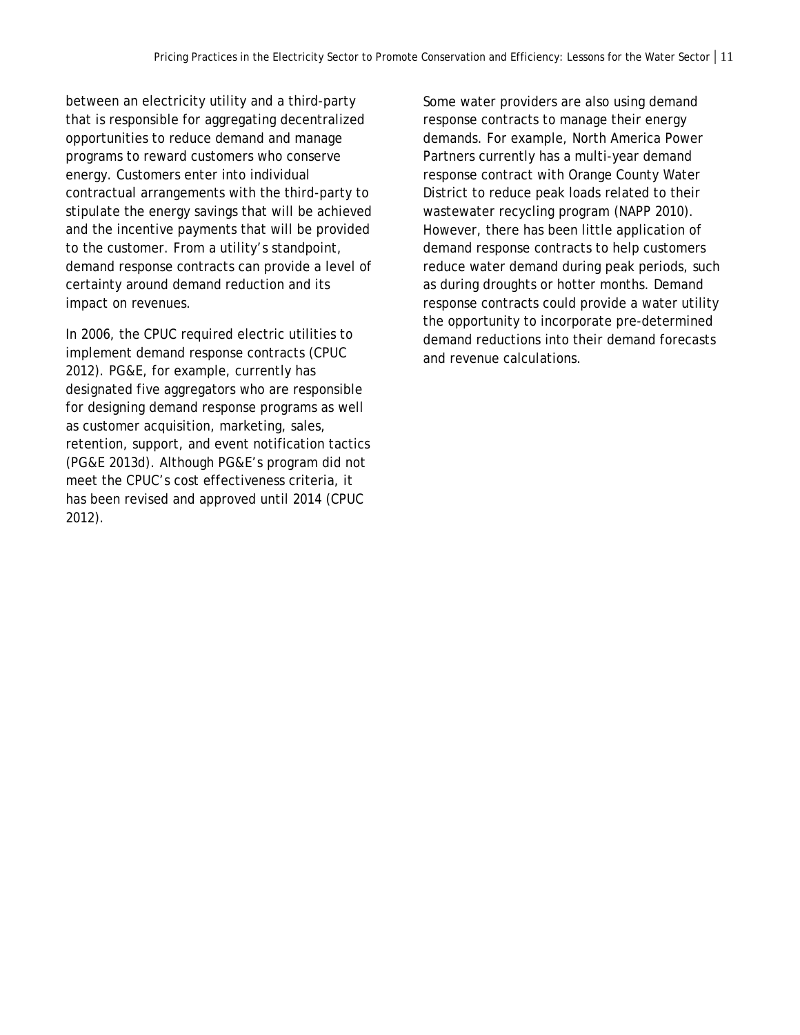between an electricity utility and a third-party that is responsible for aggregating decentralized opportunities to reduce demand and manage programs to reward customers who conserve energy. Customers enter into individual contractual arrangements with the third-party to stipulate the energy savings that will be achieved and the incentive payments that will be provided to the customer. From a utility's standpoint, demand response contracts can provide a level of certainty around demand reduction and its impact on revenues.

In 2006, the CPUC required electric utilities to implement demand response contracts (CPUC 2012). PG&E, for example, currently has designated five aggregators who are responsible for designing demand response programs as well as customer acquisition, marketing, sales, retention, support, and event notification tactics (PG&E 2013d). Although PG&E's program did not meet the CPUC's cost effectiveness criteria, it has been revised and approved until 2014 (CPUC 2012).

Some water providers are also using demand response contracts to manage their energy demands. For example, North America Power Partners currently has a multi-year demand response contract with Orange County Water District to reduce peak loads related to their wastewater recycling program (NAPP 2010). However, there has been little application of demand response contracts to help customers reduce water demand during peak periods, such as during droughts or hotter months. Demand response contracts could provide a water utility the opportunity to incorporate pre-determined demand reductions into their demand forecasts and revenue calculations.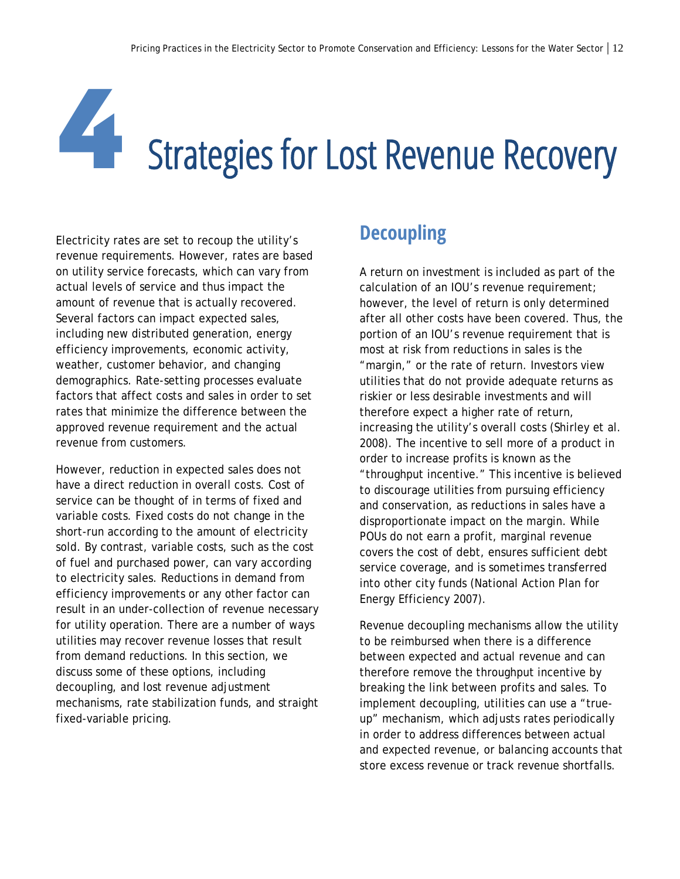# 4 Strategies for Lost Revenue Recovery

Electricity rates are set to recoup the utility's revenue requirements. However, rates are based on utility service forecasts, which can vary from actual levels of service and thus impact the amount of revenue that is actually recovered. Several factors can impact expected sales, including new distributed generation, energy efficiency improvements, economic activity, weather, customer behavior, and changing demographics. Rate-setting processes evaluate factors that affect costs and sales in order to set rates that minimize the difference between the approved revenue requirement and the actual revenue from customers.

However, reduction in expected sales does not have a direct reduction in overall costs. Cost of service can be thought of in terms of fixed and variable costs. Fixed costs do not change in the short-run according to the amount of electricity sold. By contrast, variable costs, such as the cost of fuel and purchased power, can vary according to electricity sales. Reductions in demand from efficiency improvements or any other factor can result in an under-collection of revenue necessary for utility operation. There are a number of ways utilities may recover revenue losses that result from demand reductions. In this section, we discuss some of these options, including decoupling, and lost revenue adjustment mechanisms, rate stabilization funds, and straight fixed-variable pricing.

## Decoupling

A return on investment is included as part of the calculation of an IOU's revenue requirement; however, the level of return is only determined after all other costs have been covered. Thus, the portion of an IOU's revenue requirement that is most at risk from reductions in sales is the "margin," or the rate of return. Investors view utilities that do not provide adequate returns as riskier or less desirable investments and will therefore expect a higher rate of return, increasing the utility's overall costs (Shirley et al. 2008). The incentive to sell more of a product in order to increase profits is known as the "throughput incentive." This incentive is believed to discourage utilities from pursuing efficiency and conservation, as reductions in sales have a disproportionate impact on the margin. While POUs do not earn a profit, marginal revenue covers the cost of debt, ensures sufficient debt service coverage, and is sometimes transferred into other city funds (National Action Plan for Energy Efficiency 2007).

Revenue decoupling mechanisms allow the utility to be reimbursed when there is a difference between expected and actual revenue and can therefore remove the throughput incentive by breaking the link between profits and sales. To implement decoupling, utilities can use a "true-up" mechanism, which adjusts rates periodically in order to address differences between actual and expected revenue, or balancing accounts that store excess revenue or track revenue shortfalls.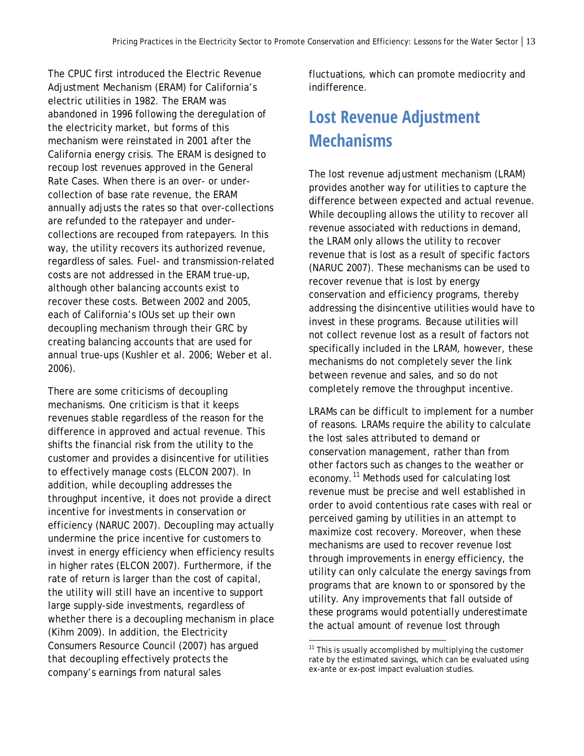The CPUC first introduced the Electric Revenue Adjustment Mechanism (ERAM) for California's electric utilities in 1982. The ERAM was abandoned in 1996 following the deregulation of the electricity market, but forms of this mechanism were reinstated in 2001 after the California energy crisis. The ERAM is designed to recoup lost revenues approved in the General Rate Cases. When there is an over- or under-collection of base rate revenue, the ERAM annually adjusts the rates so that over-collections are refunded to the ratepayer and under-collections are recouped from ratepayers. In this way, the utility recovers its authorized revenue, regardless of sales. Fuel- and transmission-related costs are not addressed in the ERAM true-up, although other balancing accounts exist to recover these costs. Between 2002 and 2005, each of California's IOUs set up their own decoupling mechanism through their GRC by creating balancing accounts that are used for annual true-ups (Kushler et al. 2006; Weber et al. 2006).

There are some criticisms of decoupling mechanisms. One criticism is that it keeps revenues stable regardless of the reason for the difference in approved and actual revenue. This shifts the financial risk from the utility to the customer and provides a disincentive for utilities to effectively manage costs (ELCON 2007). In addition, while decoupling addresses the throughput incentive, it does not provide a direct incentive for investments in conservation or efficiency (NARUC 2007). Decoupling may actually undermine the price incentive for customers to invest in energy efficiency when efficiency results in higher rates (ELCON 2007). Furthermore, if the rate of return is larger than the cost of capital, the utility will still have an incentive to support large supply-side investments, regardless of whether there is a decoupling mechanism in place (Kihm 2009). In addition, the Electricity Consumers Resource Council (2007) has argued that decoupling effectively protects the company's earnings from natural sales fluctuations, which can promote mediocrity and indifference.

## Lost Revenue Adjustment Mechanisms

The lost revenue adjustment mechanism (LRAM) provides another way for utilities to capture the difference between expected and actual revenue. While decoupling allows the utility to recover all revenue associated with reductions in demand, the LRAM only allows the utility to recover revenue that is lost as a result of specific factors (NARUC 2007). These mechanisms can be used to recover revenue that is lost by energy conservation and efficiency programs, thereby addressing the disincentive utilities would have to invest in these programs. Because utilities will not collect revenue lost as a result of factors not specifically included in the LRAM, however, these mechanisms do not completely sever the link between revenue and sales, and so do not completely remove the throughput incentive.

LRAMs can be difficult to implement for a number of reasons. LRAMs require the ability to calculate the lost sales attributed to demand or conservation management, rather than from other factors such as changes to the weather or economy.[11] Methods used for calculating lost revenue must be precise and well established in order to avoid contentious rate cases with real or perceived gaming by utilities in an attempt to maximize cost recovery. Moreover, when these mechanisms are used to recover revenue lost through improvements in energy efficiency, the utility can only calculate the energy savings from programs that are known to or sponsored by the utility. Any improvements that fall outside of these programs would potentially underestimate the actual amount of revenue lost through

[11] This is usually accomplished by multiplying the customer rate by the estimated savings, which can be evaluated using ex-ante or ex-post impact evaluation studies.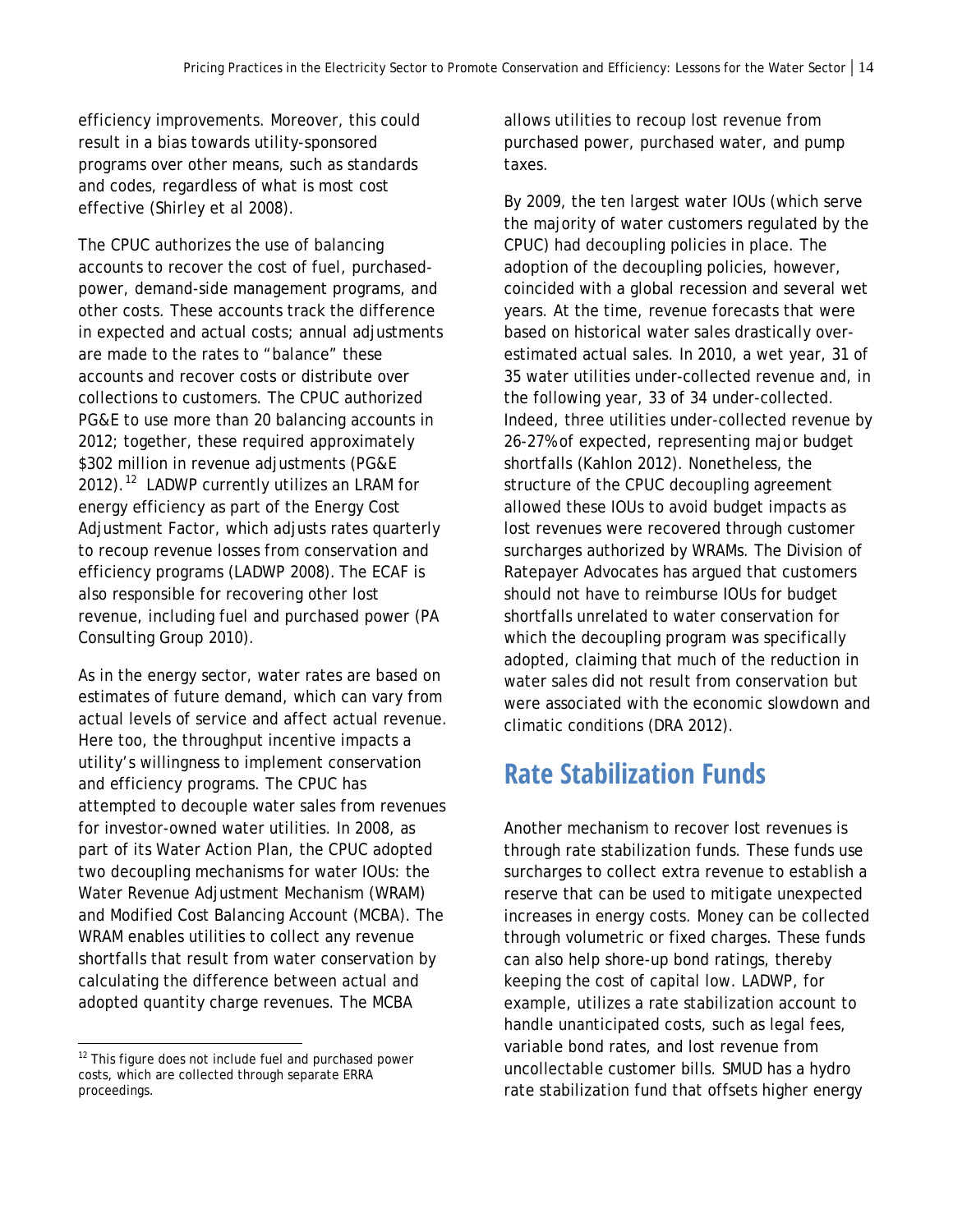efficiency improvements. Moreover, this could result in a bias towards utility-sponsored programs over other means, such as standards and codes, regardless of what is most cost effective (Shirley et al 2008).

The CPUC authorizes the use of balancing accounts to recover the cost of fuel, purchased-power, demand-side management programs, and other costs. These accounts track the difference in expected and actual costs; annual adjustments are made to the rates to "balance" these accounts and recover costs or distribute over collections to customers. The CPUC authorized PG&E to use more than 20 balancing accounts in 2012; together, these required approximately $302 million in revenue adjustments (PG&E 2012).[12] LADWP currently utilizes an LRAM for energy efficiency as part of the Energy Cost Adjustment Factor, which adjusts rates quarterly to recoup revenue losses from conservation and efficiency programs (LADWP 2008). The ECAF is also responsible for recovering other lost revenue, including fuel and purchased power (PA Consulting Group 2010).

As in the energy sector, water rates are based on estimates of future demand, which can vary from actual levels of service and affect actual revenue. Here too, the throughput incentive impacts a utility's willingness to implement conservation and efficiency programs. The CPUC has attempted to decouple water sales from revenues for investor-owned water utilities. In 2008, as part of its Water Action Plan, the CPUC adopted two decoupling mechanisms for water IOUs: the Water Revenue Adjustment Mechanism (WRAM) and Modified Cost Balancing Account (MCBA). The WRAM enables utilities to collect any revenue shortfalls that result from water conservation by calculating the difference between actual and adopted quantity charge revenues. The MCBA allows utilities to recoup lost revenue from purchased power, purchased water, and pump taxes.

By 2009, the ten largest water IOUs (which serve the majority of water customers regulated by the CPUC) had decoupling policies in place. The adoption of the decoupling policies, however, coincided with a global recession and several wet years. At the time, revenue forecasts that were based on historical water sales drastically over-estimated actual sales. In 2010, a wet year, 31 of 35 water utilities under-collected revenue and, in the following year, 33 of 34 under-collected. Indeed, three utilities under-collected revenue by 26-27% of expected, representing major budget shortfalls (Kahlon 2012). Nonetheless, the structure of the CPUC decoupling agreement allowed these IOUs to avoid budget impacts as lost revenues were recovered through customer surcharges authorized by WRAMs. The Division of Ratepayer Advocates has argued that customers should not have to reimburse IOUs for budget shortfalls unrelated to water conservation for which the decoupling program was specifically adopted, claiming that much of the reduction in water sales did not result from conservation but were associated with the economic slowdown and climatic conditions (DRA 2012).

## Rate Stabilization Funds

Another mechanism to recover lost revenues is through rate stabilization funds. These funds use surcharges to collect extra revenue to establish a reserve that can be used to mitigate unexpected increases in energy costs. Money can be collected through volumetric or fixed charges. These funds can also help shore-up bond ratings, thereby keeping the cost of capital low. LADWP, for example, utilizes a rate stabilization account to handle unanticipated costs, such as legal fees, variable bond rates, and lost revenue from uncollectable customer bills. SMUD has a hydro rate stabilization fund that offsets higher energy

---

[12] This figure does not include fuel and purchased power costs, which are collected through separate ERRA proceedings.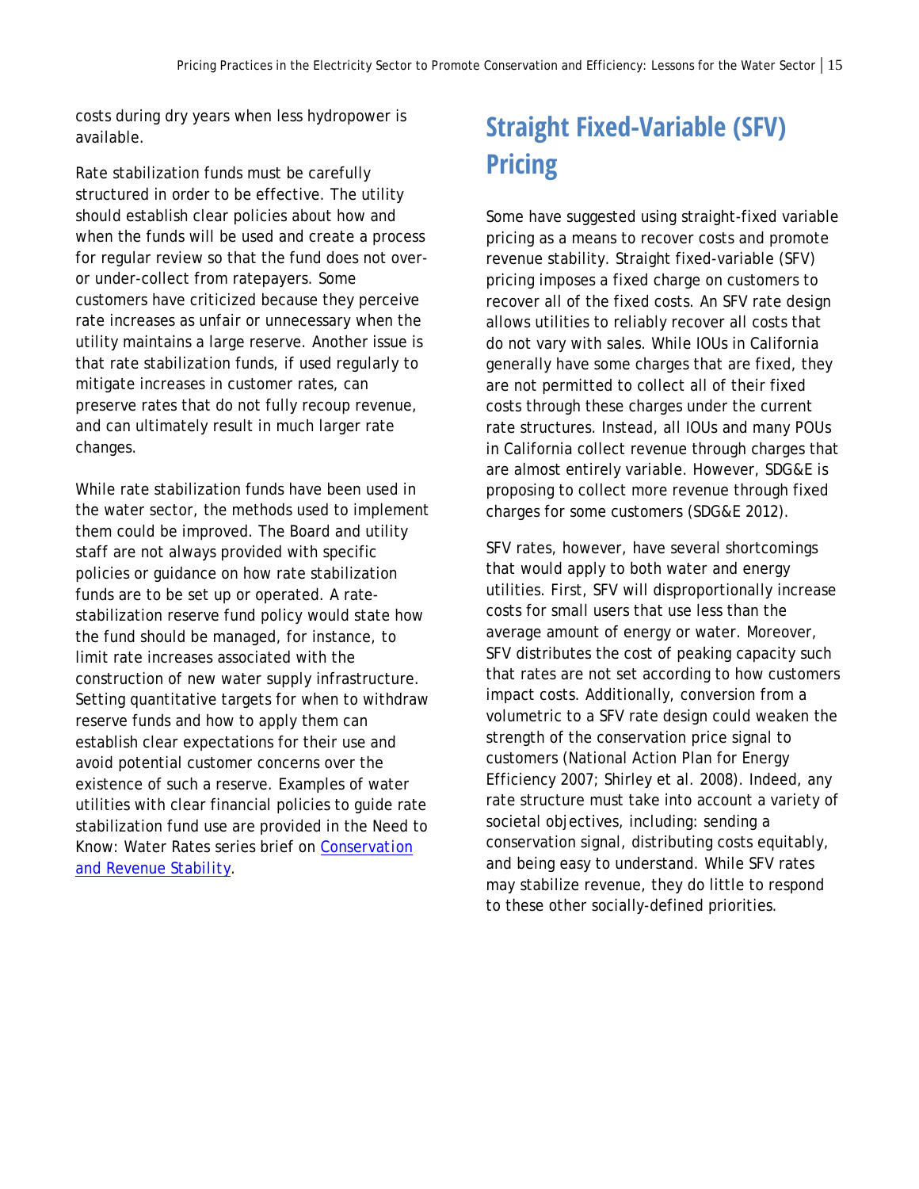costs during dry years when less hydropower is available.

Rate stabilization funds must be carefully structured in order to be effective. The utility should establish clear policies about how and when the funds will be used and create a process for regular review so that the fund does not over- or under-collect from ratepayers. Some customers have criticized because they perceive rate increases as unfair or unnecessary when the utility maintains a large reserve. Another issue is that rate stabilization funds, if used regularly to mitigate increases in customer rates, can preserve rates that do not fully recoup revenue, and can ultimately result in much larger rate changes.

While rate stabilization funds have been used in the water sector, the methods used to implement them could be improved. The Board and utility staff are not always provided with specific policies or guidance on how rate stabilization funds are to be set up or operated. A rate-stabilization reserve fund policy would state how the fund should be managed, for instance, to limit rate increases associated with the construction of new water supply infrastructure. Setting quantitative targets for when to withdraw reserve funds and how to apply them can establish clear expectations for their use and avoid potential customer concerns over the existence of such a reserve. Examples of water utilities with clear financial policies to guide rate stabilization fund use are provided in the Need to Know: Water Rates series brief on Conservation and Revenue Stability.

## Straight Fixed-Variable (SFV) Pricing

Some have suggested using straight-fixed variable pricing as a means to recover costs and promote revenue stability. Straight fixed-variable (SFV) pricing imposes a fixed charge on customers to recover all of the fixed costs. An SFV rate design allows utilities to reliably recover all costs that do not vary with sales. While IOUs in California generally have some charges that are fixed, they are not permitted to collect all of their fixed costs through these charges under the current rate structures. Instead, all IOUs and many POUs in California collect revenue through charges that are almost entirely variable. However, SDG&E is proposing to collect more revenue through fixed charges for some customers (SDG&E 2012).

SFV rates, however, have several shortcomings that would apply to both water and energy utilities. First, SFV will disproportionally increase costs for small users that use less than the average amount of energy or water. Moreover, SFV distributes the cost of peaking capacity such that rates are not set according to how customers impact costs. Additionally, conversion from a volumetric to a SFV rate design could weaken the strength of the conservation price signal to customers (National Action Plan for Energy Efficiency 2007; Shirley et al. 2008). Indeed, any rate structure must take into account a variety of societal objectives, including: sending a conservation signal, distributing costs equitably, and being easy to understand. While SFV rates may stabilize revenue, they do little to respond to these other socially-defined priorities.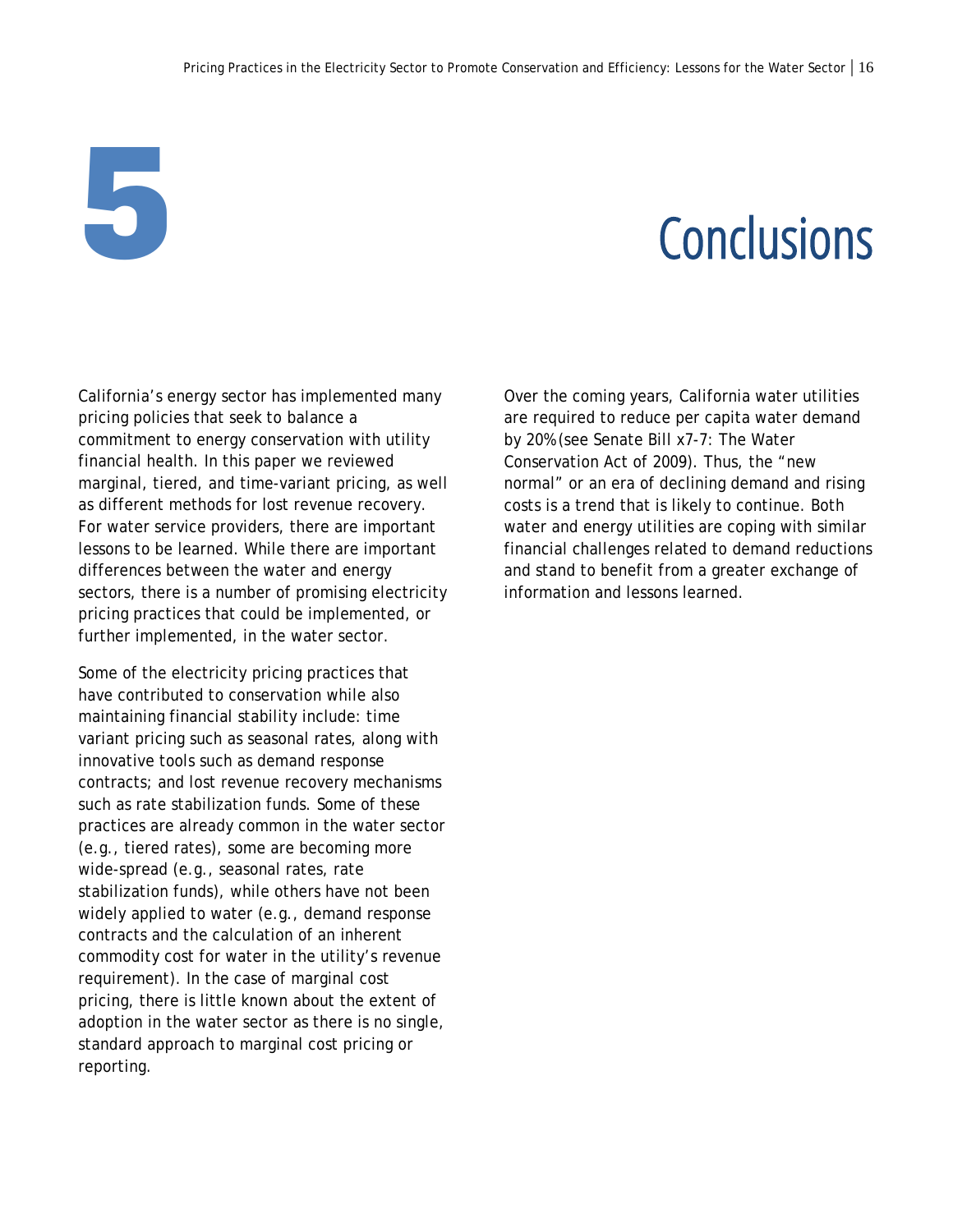# 5 Conclusions

California's energy sector has implemented many pricing policies that seek to balance a commitment to energy conservation with utility financial health. In this paper we reviewed marginal, tiered, and time-variant pricing, as well as different methods for lost revenue recovery. For water service providers, there are important lessons to be learned. While there are important differences between the water and energy sectors, there is a number of promising electricity pricing practices that could be implemented, or further implemented, in the water sector.

Some of the electricity pricing practices that have contributed to conservation while also maintaining financial stability include: time variant pricing such as seasonal rates, along with innovative tools such as demand response contracts; and lost revenue recovery mechanisms such as rate stabilization funds. Some of these practices are already common in the water sector (e.g., tiered rates), some are becoming more wide-spread (e.g., seasonal rates, rate stabilization funds), while others have not been widely applied to water (e.g., demand response contracts and the calculation of an inherent commodity cost for water in the utility's revenue requirement). In the case of marginal cost pricing, there is little known about the extent of adoption in the water sector as there is no single, standard approach to marginal cost pricing or reporting.

Over the coming years, California water utilities are required to reduce per capita water demand by 20% (see Senate Bill x7-7: The Water Conservation Act of 2009). Thus, the "new normal" or an era of declining demand and rising costs is a trend that is likely to continue. Both water and energy utilities are coping with similar financial challenges related to demand reductions and stand to benefit from a greater exchange of information and lessons learned.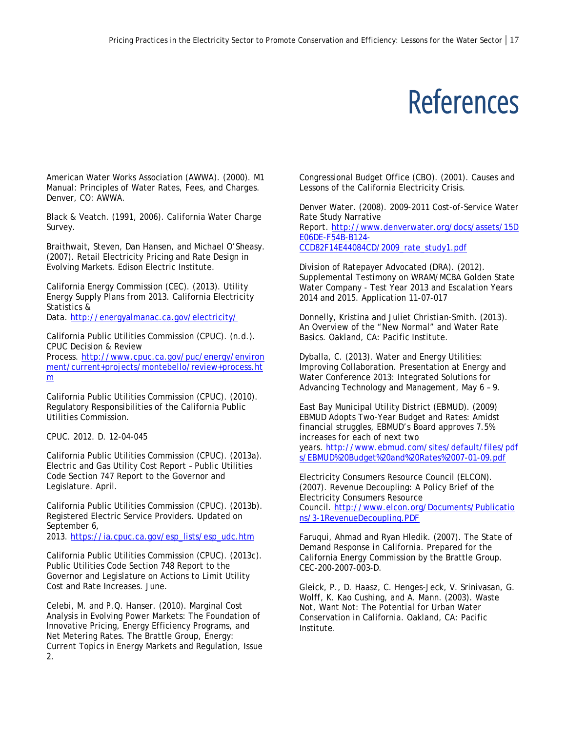# References

American Water Works Association (AWWA). (2000). M1 Manual: Principles of Water Rates, Fees, and Charges. Denver, CO: AWWA.

Black & Veatch. (1991, 2006). California Water Charge Survey.

Braithwait, Steven, Dan Hansen, and Michael O'Sheasy. (2007). Retail Electricity Pricing and Rate Design in Evolving Markets. Edison Electric Institute.

California Energy Commission (CEC). (2013). Utility Energy Supply Plans from 2013. California Electricity Statistics & Data. http://energyalmanac.ca.gov/electricity/

California Public Utilities Commission (CPUC). (n.d.). CPUC Decision & Review Process. http://www.cpuc.ca.gov/puc/energy/environment/current+projects/montebello/review+process.htm

California Public Utilities Commission (CPUC). (2010). Regulatory Responsibilities of the California Public Utilities Commission.

CPUC. 2012. D. 12-04-045

California Public Utilities Commission (CPUC). (2013a). Electric and Gas Utility Cost Report – Public Utilities Code Section 747 Report to the Governor and Legislature. April.

California Public Utilities Commission (CPUC). (2013b). Registered Electric Service Providers. Updated on September 6, 2013. https://ia.cpuc.ca.gov/esp_lists/esp_udc.htm

California Public Utilities Commission (CPUC). (2013c). Public Utilities Code Section 748 Report to the Governor and Legislature on Actions to Limit Utility Cost and Rate Increases. June.

Celebi, M. and P.Q. Hanser. (2010). Marginal Cost Analysis in Evolving Power Markets: The Foundation of Innovative Pricing, Energy Efficiency Programs, and Net Metering Rates. The Brattle Group, Energy: Current Topics in Energy Markets and Regulation, Issue 2.

Congressional Budget Office (CBO). (2001). Causes and Lessons of the California Electricity Crisis.

Denver Water. (2008). 2009-2011 Cost-of-Service Water Rate Study Narrative Report. http://www.denverwater.org/docs/assets/15DE06DE-F54B-B124-CCD82F14E44084CD/2009_rate_study1.pdf

Division of Ratepayer Advocated (DRA). (2012). Supplemental Testimony on WRAM/MCBA Golden State Water Company - Test Year 2013 and Escalation Years 2014 and 2015. Application 11-07-017

Donnelly, Kristina and Juliet Christian-Smith. (2013). An Overview of the "New Normal" and Water Rate Basics. Oakland, CA: Pacific Institute.

Dyballa, C. (2013). Water and Energy Utilities: Improving Collaboration. Presentation at Energy and Water Conference 2013: Integrated Solutions for Advancing Technology and Management, May 6 – 9.

East Bay Municipal Utility District (EBMUD). (2009) EBMUD Adopts Two-Year Budget and Rates: Amidst financial struggles, EBMUD's Board approves 7.5% increases for each of next two years. http://www.ebmud.com/sites/default/files/pdfs/EBMUD%20Budget%20and%20Rates%2007-01-09.pdf

Electricity Consumers Resource Council (ELCON). (2007). Revenue Decoupling: A Policy Brief of the Electricity Consumers Resource Council. http://www.elcon.org/Documents/Publications/3-1RevenueDecoupling.PDF

Faruqui, Ahmad and Ryan Hledik. (2007). The State of Demand Response in California. Prepared for the California Energy Commission by the Brattle Group. CEC-200-2007-003-D.

Gleick, P., D. Haasz, C. Henges-Jeck, V. Srinivasan, G. Wolff, K. Kao Cushing, and A. Mann. (2003). Waste Not, Want Not: The Potential for Urban Water Conservation in California. Oakland, CA: Pacific Institute.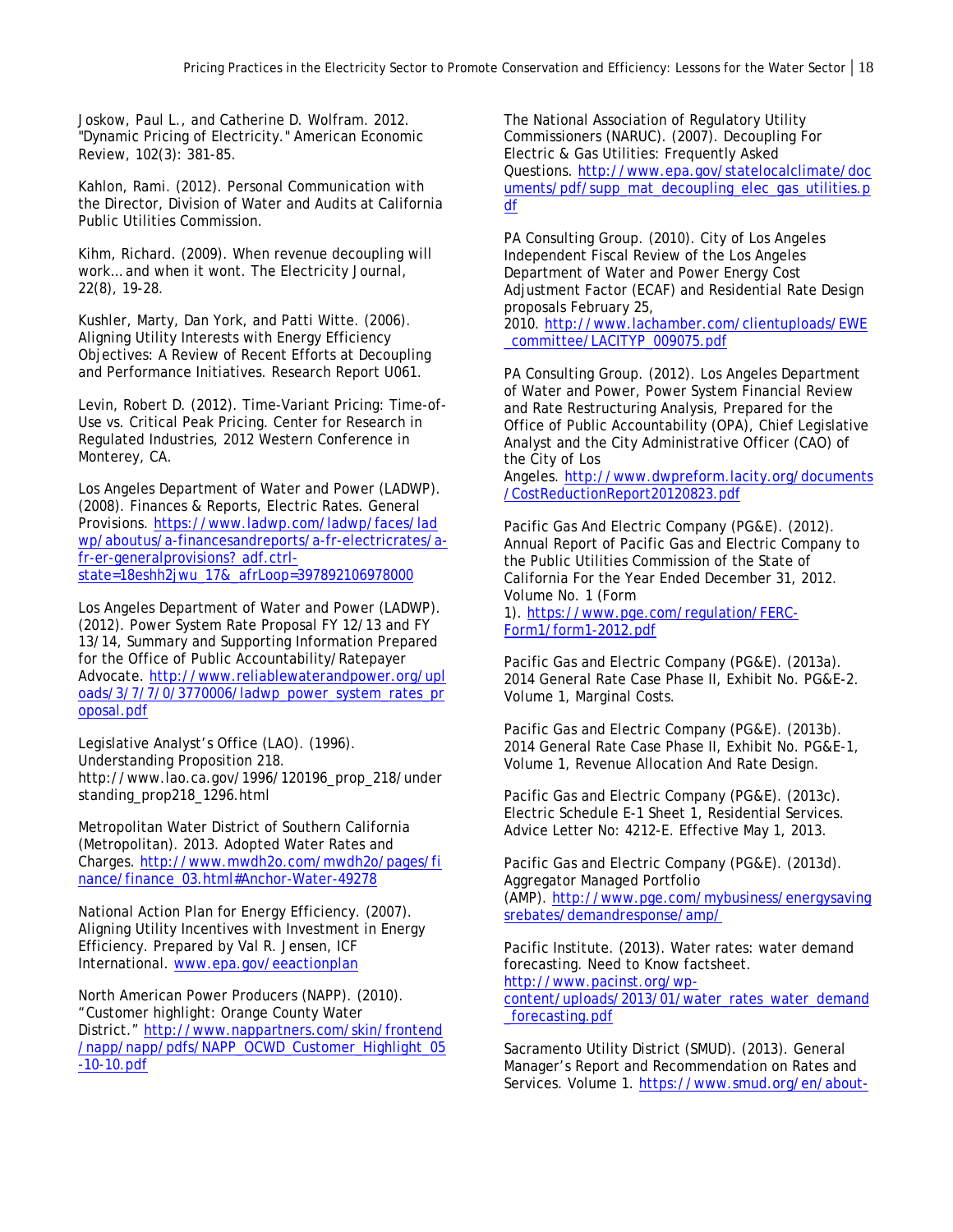Joskow, Paul L., and Catherine D. Wolfram. 2012. "Dynamic Pricing of Electricity." American Economic Review, 102(3): 381-85.

Kahlon, Rami. (2012). Personal Communication with the Director, Division of Water and Audits at California Public Utilities Commission.

Kihm, Richard. (2009). When revenue decoupling will work… and when it wont. The Electricity Journal, 22(8), 19-28.

Kushler, Marty, Dan York, and Patti Witte. (2006). Aligning Utility Interests with Energy Efficiency Objectives: A Review of Recent Efforts at Decoupling and Performance Initiatives. Research Report U061.

Levin, Robert D. (2012). Time-Variant Pricing: Time-of-Use vs. Critical Peak Pricing. Center for Research in Regulated Industries, 2012 Western Conference in Monterey, CA.

Los Angeles Department of Water and Power (LADWP). (2008). Finances & Reports, Electric Rates. General Provisions. https://www.ladwp.com/ladwp/faces/ladwp/aboutus/a-financesandreports/a-fr-electricrates/a-fr-er-generalprovisions?_adf.ctrl-state=18eshh2jwu_17&_afrLoop=397892106978000

Los Angeles Department of Water and Power (LADWP). (2012). Power System Rate Proposal FY 12/13 and FY 13/14, Summary and Supporting Information Prepared for the Office of Public Accountability/Ratepayer Advocate. http://www.reliablewaterandpower.org/uploads/3/7/7/0/3770006/ladwp_power_system_rates_proposal.pdf

Legislative Analyst's Office (LAO). (1996). Understanding Proposition 218. http://www.lao.ca.gov/1996/120196_prop_218/understanding_prop218_1296.html

Metropolitan Water District of Southern California (Metropolitan). 2013. Adopted Water Rates and Charges. http://www.mwdh2o.com/mwdh2o/pages/finance/finance_03.html#Anchor-Water-49278

National Action Plan for Energy Efficiency. (2007). Aligning Utility Incentives with Investment in Energy Efficiency. Prepared by Val R. Jensen, ICF International. www.epa.gov/eeactionplan

North American Power Producers (NAPP). (2010). "Customer highlight: Orange County Water District." http://www.nappartners.com/skin/frontend/napp/napp/pdfs/NAPP_OCWD_Customer_Highlight_05-10-10.pdf

The National Association of Regulatory Utility Commissioners (NARUC). (2007). Decoupling For Electric & Gas Utilities: Frequently Asked Questions. http://www.epa.gov/statelocalclimate/documents/pdf/supp_mat_decoupling_elec_gas_utilities.pdf

PA Consulting Group. (2010). City of Los Angeles Independent Fiscal Review of the Los Angeles Department of Water and Power Energy Cost Adjustment Factor (ECAF) and Residential Rate Design proposals February 25, 2010. http://www.lachamber.com/clientuploads/EWE_committee/LACITYP_009075.pdf

PA Consulting Group. (2012). Los Angeles Department of Water and Power, Power System Financial Review and Rate Restructuring Analysis, Prepared for the Office of Public Accountability (OPA), Chief Legislative Analyst and the City Administrative Officer (CAO) of the City of Los Angeles. http://www.dwpreform.lacity.org/documents/CostReductionReport20120823.pdf

Pacific Gas And Electric Company (PG&E). (2012). Annual Report of Pacific Gas and Electric Company to the Public Utilities Commission of the State of California For the Year Ended December 31, 2012. Volume No. 1 (Form 1). https://www.pge.com/regulation/FERC-Form1/form1-2012.pdf

Pacific Gas and Electric Company (PG&E). (2013a). 2014 General Rate Case Phase II, Exhibit No. PG&E-2. Volume 1, Marginal Costs.

Pacific Gas and Electric Company (PG&E). (2013b). 2014 General Rate Case Phase II, Exhibit No. PG&E-1, Volume 1, Revenue Allocation And Rate Design.

Pacific Gas and Electric Company (PG&E). (2013c). Electric Schedule E-1 Sheet 1, Residential Services. Advice Letter No: 4212-E. Effective May 1, 2013.

Pacific Gas and Electric Company (PG&E). (2013d). Aggregator Managed Portfolio (AMP). http://www.pge.com/mybusiness/energysavingsrebates/demandresponse/amp/

Pacific Institute. (2013). Water rates: water demand forecasting. Need to Know factsheet. http://www.pacinst.org/wp-content/uploads/2013/01/water_rates_water_demand_forecasting.pdf

Sacramento Utility District (SMUD). (2013). General Manager's Report and Recommendation on Rates and Services. Volume 1. https://www.smud.org/en/about-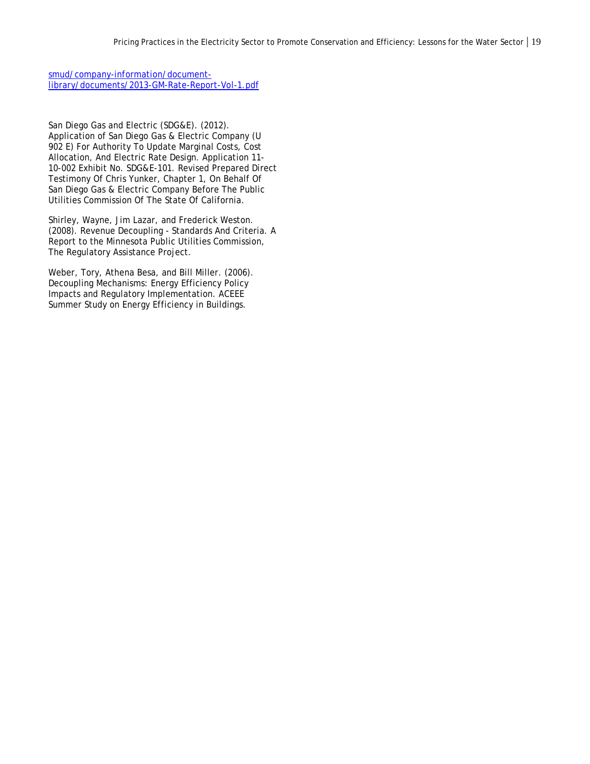smud/company-information/document-library/documents/2013-GM-Rate-Report-Vol-1.pdf

San Diego Gas and Electric (SDG&E). (2012). Application of San Diego Gas & Electric Company (U 902 E) For Authority To Update Marginal Costs, Cost Allocation, And Electric Rate Design. Application 11-10-002 Exhibit No. SDG&E-101. Revised Prepared Direct Testimony Of Chris Yunker, Chapter 1, On Behalf Of San Diego Gas & Electric Company Before The Public Utilities Commission Of The State Of California.

Shirley, Wayne, Jim Lazar, and Frederick Weston. (2008). Revenue Decoupling - Standards And Criteria. A Report to the Minnesota Public Utilities Commission, The Regulatory Assistance Project.

Weber, Tory, Athena Besa, and Bill Miller. (2006). Decoupling Mechanisms: Energy Efficiency Policy Impacts and Regulatory Implementation. ACEEE Summer Study on Energy Efficiency in Buildings.